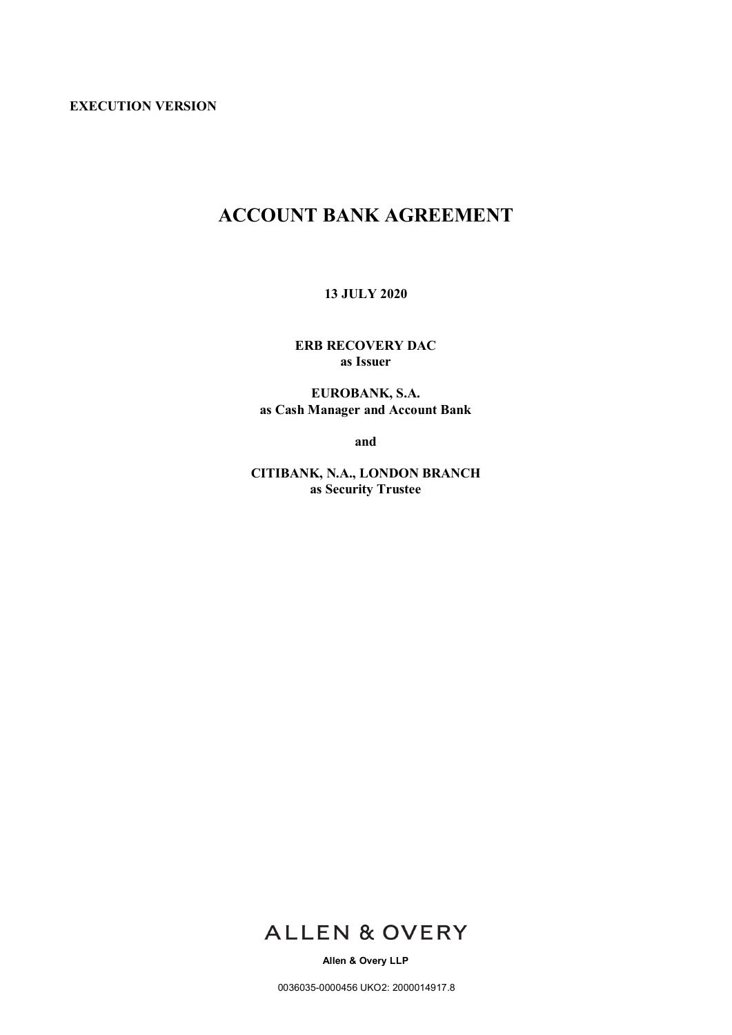**EXECUTION VERSION**

# ACCOUNT BANK AGREEMENT

**13 JULY 2020**

**ERB RECOVERY DAC**
**as Issuer**

**EUROBANK, S.A.**
**as Cash Manager and Account Bank**

**and**

**CITIBANK, N.A., LONDON BRANCH**
**as Security Trustee**

ALLEN & OVERY

**Allen & Overy LLP**

0036035-0000456 UKO2: 2000014917.8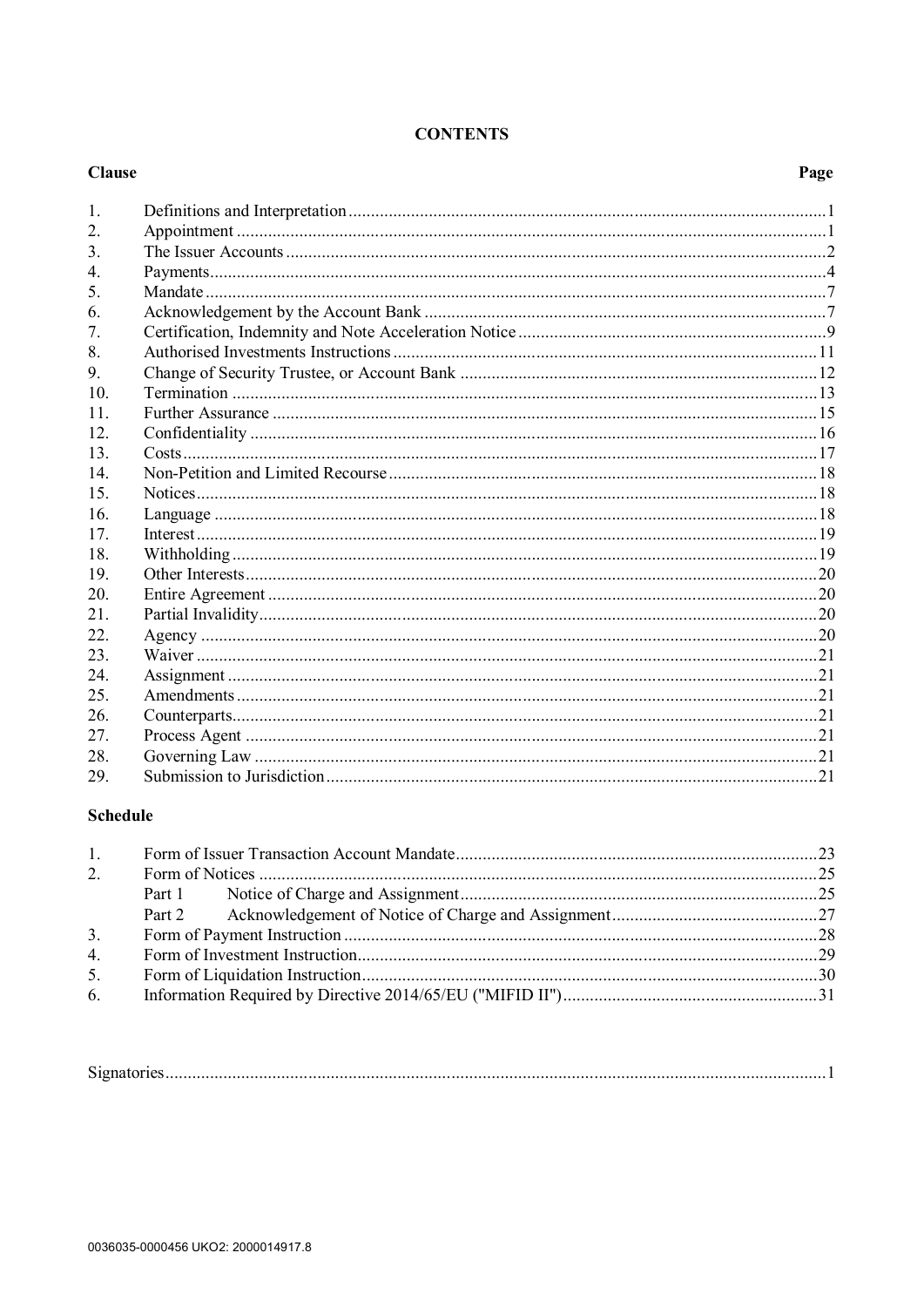# CONTENTS

| Clause | | Page |
|---|---|---|
| 1. | Definitions and Interpretation | 1 |
| 2. | Appointment | 1 |
| 3. | The Issuer Accounts | 2 |
| 4. | Payments | 4 |
| 5. | Mandate | 7 |
| 6. | Acknowledgement by the Account Bank | 7 |
| 7. | Certification, Indemnity and Note Acceleration Notice | 9 |
| 8. | Authorised Investments Instructions | 11 |
| 9. | Change of Security Trustee, or Account Bank | 12 |
| 10. | Termination | 13 |
| 11. | Further Assurance | 15 |
| 12. | Confidentiality | 16 |
| 13. | Costs | 17 |
| 14. | Non-Petition and Limited Recourse | 18 |
| 15. | Notices | 18 |
| 16. | Language | 18 |
| 17. | Interest | 19 |
| 18. | Withholding | 19 |
| 19. | Other Interests | 20 |
| 20. | Entire Agreement | 20 |
| 21. | Partial Invalidity | 20 |
| 22. | Agency | 20 |
| 23. | Waiver | 21 |
| 24. | Assignment | 21 |
| 25. | Amendments | 21 |
| 26. | Counterparts | 21 |
| 27. | Process Agent | 21 |
| 28. | Governing Law | 21 |
| 29. | Submission to Jurisdiction | 21 |

**Schedule**

| | | Page |
|---|---|---|
| 1. | Form of Issuer Transaction Account Mandate | 23 |
| 2. | Form of Notices | 25 |
| | Part 1 Notice of Charge and Assignment | 25 |
| | Part 2 Acknowledgement of Notice of Charge and Assignment | 27 |
| 3. | Form of Payment Instruction | 28 |
| 4. | Form of Investment Instruction | 29 |
| 5. | Form of Liquidation Instruction | 30 |
| 6. | Information Required by Directive 2014/65/EU ("MIFID II") | 31 |

Signatories ........................................................................ 1

0036035-0000456 UKO2: 2000014917.8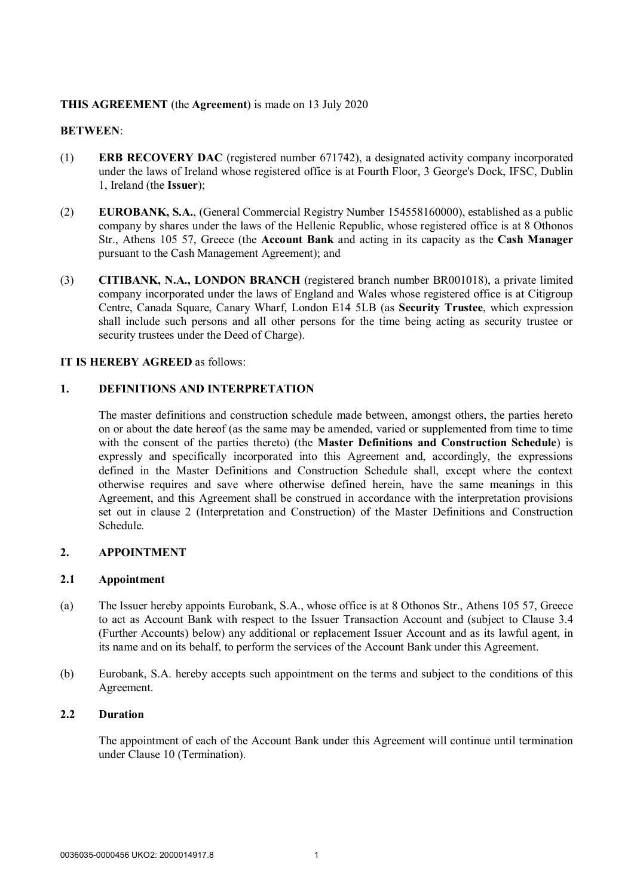**THIS AGREEMENT** (the **Agreement**) is made on 13 July 2020

**BETWEEN**:

(1) **ERB RECOVERY DAC** (registered number 671742), a designated activity company incorporated under the laws of Ireland whose registered office is at Fourth Floor, 3 George's Dock, IFSC, Dublin 1, Ireland (the **Issuer**);

(2) **EUROBANK, S.A.**, (General Commercial Registry Number 154558160000), established as a public company by shares under the laws of the Hellenic Republic, whose registered office is at 8 Othonos Str., Athens 105 57, Greece (the **Account Bank** and acting in its capacity as the **Cash Manager** pursuant to the Cash Management Agreement); and

(3) **CITIBANK, N.A., LONDON BRANCH** (registered branch number BR001018), a private limited company incorporated under the laws of England and Wales whose registered office is at Citigroup Centre, Canada Square, Canary Wharf, London E14 5LB (as **Security Trustee**, which expression shall include such persons and all other persons for the time being acting as security trustee or security trustees under the Deed of Charge).

**IT IS HEREBY AGREED** as follows:

## 1. DEFINITIONS AND INTERPRETATION

The master definitions and construction schedule made between, amongst others, the parties hereto on or about the date hereof (as the same may be amended, varied or supplemented from time to time with the consent of the parties thereto) (the **Master Definitions and Construction Schedule**) is expressly and specifically incorporated into this Agreement and, accordingly, the expressions defined in the Master Definitions and Construction Schedule shall, except where the context otherwise requires and save where otherwise defined herein, have the same meanings in this Agreement, and this Agreement shall be construed in accordance with the interpretation provisions set out in clause 2 (Interpretation and Construction) of the Master Definitions and Construction Schedule.

## 2. APPOINTMENT

### 2.1 Appointment

(a) The Issuer hereby appoints Eurobank, S.A., whose office is at 8 Othonos Str., Athens 105 57, Greece to act as Account Bank with respect to the Issuer Transaction Account and (subject to Clause 3.4 (Further Accounts) below) any additional or replacement Issuer Account and as its lawful agent, in its name and on its behalf, to perform the services of the Account Bank under this Agreement.

(b) Eurobank, S.A. hereby accepts such appointment on the terms and subject to the conditions of this Agreement.

### 2.2 Duration

The appointment of each of the Account Bank under this Agreement will continue until termination under Clause 10 (Termination).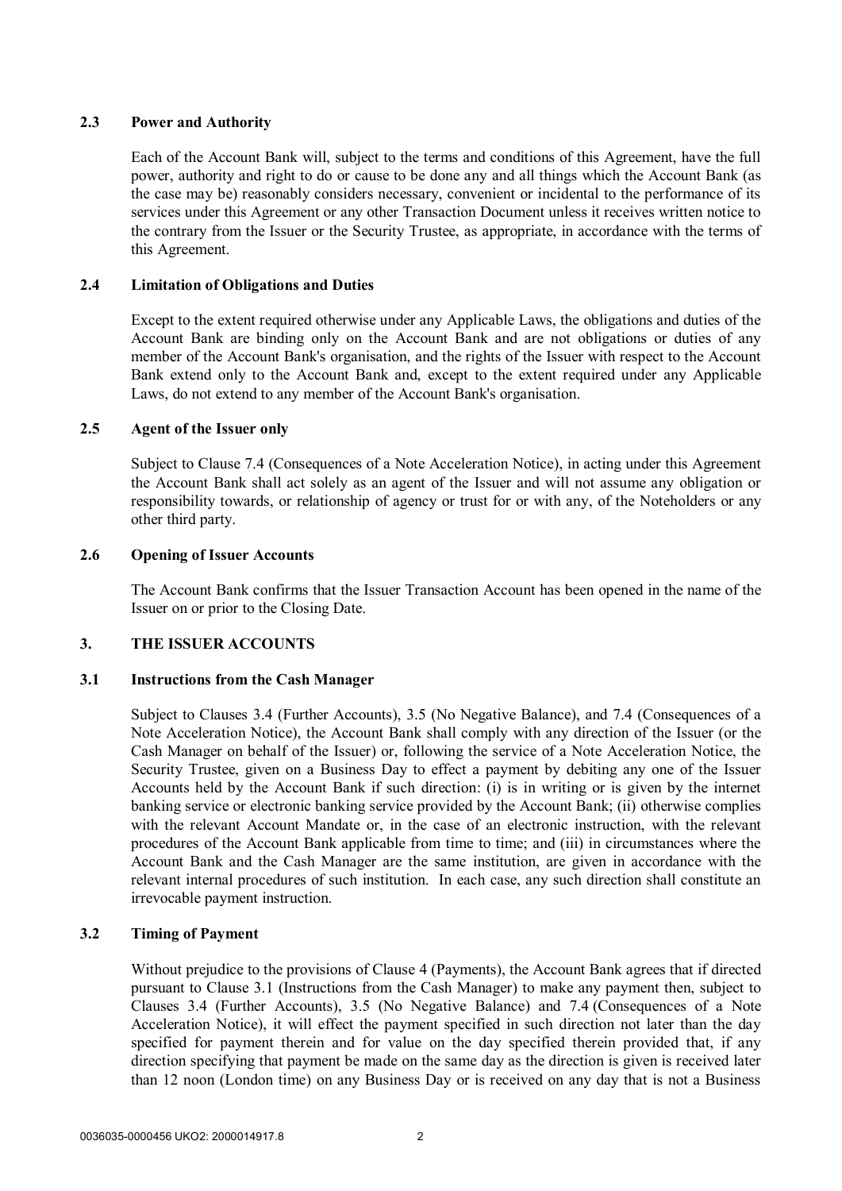### 2.3 Power and Authority

Each of the Account Bank will, subject to the terms and conditions of this Agreement, have the full power, authority and right to do or cause to be done any and all things which the Account Bank (as the case may be) reasonably considers necessary, convenient or incidental to the performance of its services under this Agreement or any other Transaction Document unless it receives written notice to the contrary from the Issuer or the Security Trustee, as appropriate, in accordance with the terms of this Agreement.

### 2.4 Limitation of Obligations and Duties

Except to the extent required otherwise under any Applicable Laws, the obligations and duties of the Account Bank are binding only on the Account Bank and are not obligations or duties of any member of the Account Bank's organisation, and the rights of the Issuer with respect to the Account Bank extend only to the Account Bank and, except to the extent required under any Applicable Laws, do not extend to any member of the Account Bank's organisation.

### 2.5 Agent of the Issuer only

Subject to Clause 7.4 (Consequences of a Note Acceleration Notice), in acting under this Agreement the Account Bank shall act solely as an agent of the Issuer and will not assume any obligation or responsibility towards, or relationship of agency or trust for or with any, of the Noteholders or any other third party.

### 2.6 Opening of Issuer Accounts

The Account Bank confirms that the Issuer Transaction Account has been opened in the name of the Issuer on or prior to the Closing Date.

## 3. THE ISSUER ACCOUNTS

### 3.1 Instructions from the Cash Manager

Subject to Clauses 3.4 (Further Accounts), 3.5 (No Negative Balance), and 7.4 (Consequences of a Note Acceleration Notice), the Account Bank shall comply with any direction of the Issuer (or the Cash Manager on behalf of the Issuer) or, following the service of a Note Acceleration Notice, the Security Trustee, given on a Business Day to effect a payment by debiting any one of the Issuer Accounts held by the Account Bank if such direction: (i) is in writing or is given by the internet banking service or electronic banking service provided by the Account Bank; (ii) otherwise complies with the relevant Account Mandate or, in the case of an electronic instruction, with the relevant procedures of the Account Bank applicable from time to time; and (iii) in circumstances where the Account Bank and the Cash Manager are the same institution, are given in accordance with the relevant internal procedures of such institution. In each case, any such direction shall constitute an irrevocable payment instruction.

### 3.2 Timing of Payment

Without prejudice to the provisions of Clause 4 (Payments), the Account Bank agrees that if directed pursuant to Clause 3.1 (Instructions from the Cash Manager) to make any payment then, subject to Clauses 3.4 (Further Accounts), 3.5 (No Negative Balance) and 7.4 (Consequences of a Note Acceleration Notice), it will effect the payment specified in such direction not later than the day specified for payment therein and for value on the day specified therein provided that, if any direction specifying that payment be made on the same day as the direction is given is received later than 12 noon (London time) on any Business Day or is received on any day that is not a Business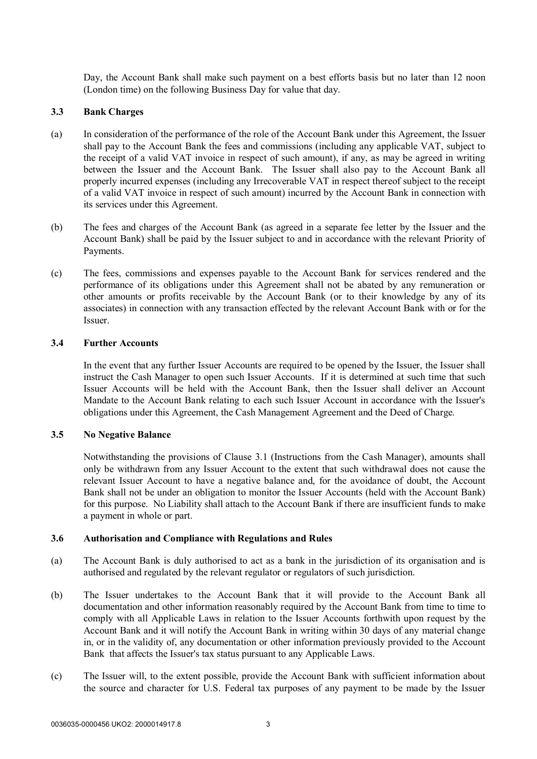Day, the Account Bank shall make such payment on a best efforts basis but no later than 12 noon (London time) on the following Business Day for value that day.

### 3.3 Bank Charges

(a) In consideration of the performance of the role of the Account Bank under this Agreement, the Issuer shall pay to the Account Bank the fees and commissions (including any applicable VAT, subject to the receipt of a valid VAT invoice in respect of such amount), if any, as may be agreed in writing between the Issuer and the Account Bank. The Issuer shall also pay to the Account Bank all properly incurred expenses (including any Irrecoverable VAT in respect thereof subject to the receipt of a valid VAT invoice in respect of such amount) incurred by the Account Bank in connection with its services under this Agreement.

(b) The fees and charges of the Account Bank (as agreed in a separate fee letter by the Issuer and the Account Bank) shall be paid by the Issuer subject to and in accordance with the relevant Priority of Payments.

(c) The fees, commissions and expenses payable to the Account Bank for services rendered and the performance of its obligations under this Agreement shall not be abated by any remuneration or other amounts or profits receivable by the Account Bank (or to their knowledge by any of its associates) in connection with any transaction effected by the relevant Account Bank with or for the Issuer.

### 3.4 Further Accounts

In the event that any further Issuer Accounts are required to be opened by the Issuer, the Issuer shall instruct the Cash Manager to open such Issuer Accounts. If it is determined at such time that such Issuer Accounts will be held with the Account Bank, then the Issuer shall deliver an Account Mandate to the Account Bank relating to each such Issuer Account in accordance with the Issuer's obligations under this Agreement, the Cash Management Agreement and the Deed of Charge.

### 3.5 No Negative Balance

Notwithstanding the provisions of Clause 3.1 (Instructions from the Cash Manager), amounts shall only be withdrawn from any Issuer Account to the extent that such withdrawal does not cause the relevant Issuer Account to have a negative balance and, for the avoidance of doubt, the Account Bank shall not be under an obligation to monitor the Issuer Accounts (held with the Account Bank) for this purpose. No Liability shall attach to the Account Bank if there are insufficient funds to make a payment in whole or part.

### 3.6 Authorisation and Compliance with Regulations and Rules

(a) The Account Bank is duly authorised to act as a bank in the jurisdiction of its organisation and is authorised and regulated by the relevant regulator or regulators of such jurisdiction.

(b) The Issuer undertakes to the Account Bank that it will provide to the Account Bank all documentation and other information reasonably required by the Account Bank from time to time to comply with all Applicable Laws in relation to the Issuer Accounts forthwith upon request by the Account Bank and it will notify the Account Bank in writing within 30 days of any material change in, or in the validity of, any documentation or other information previously provided to the Account Bank that affects the Issuer's tax status pursuant to any Applicable Laws.

(c) The Issuer will, to the extent possible, provide the Account Bank with sufficient information about the source and character for U.S. Federal tax purposes of any payment to be made by the Issuer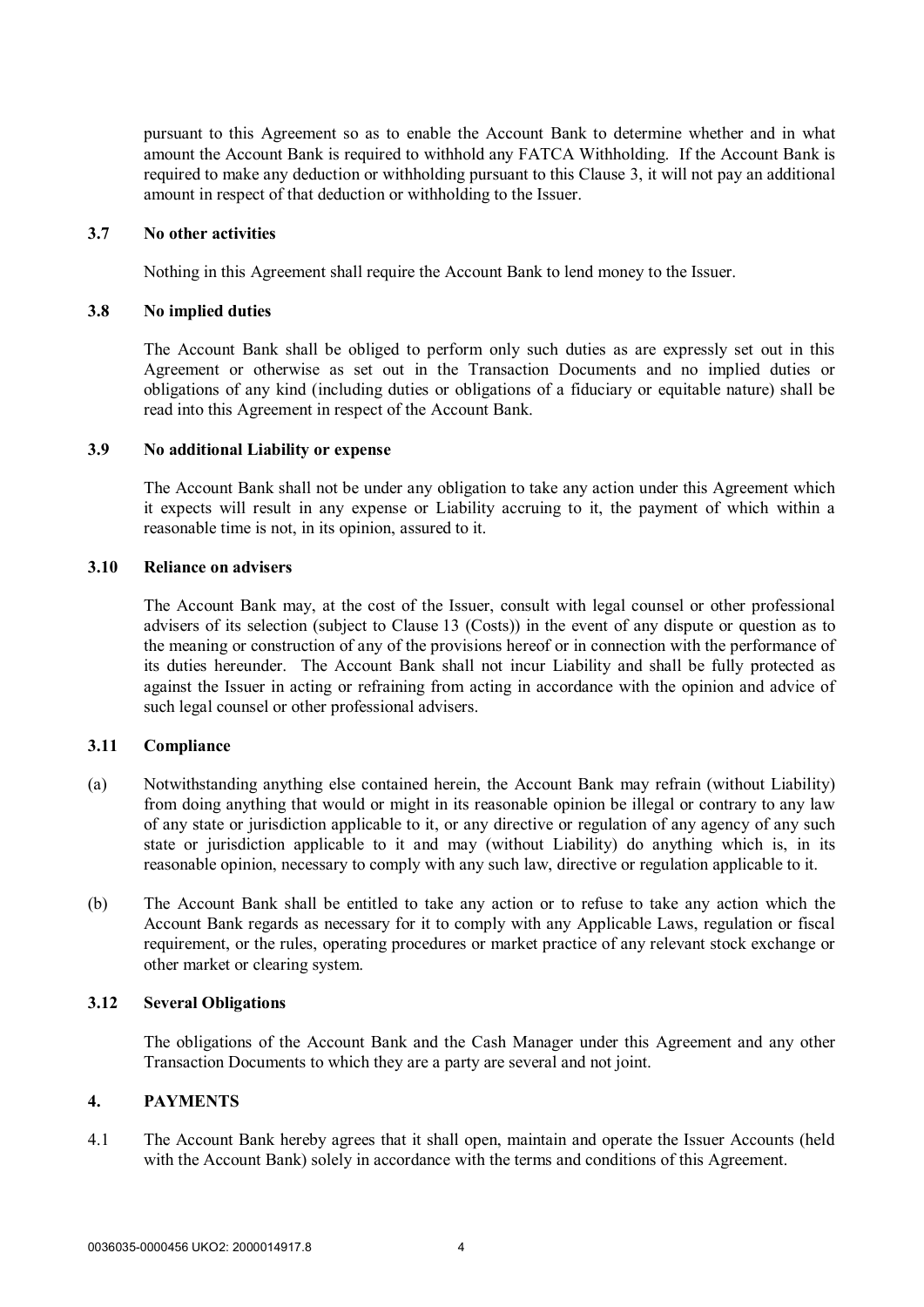pursuant to this Agreement so as to enable the Account Bank to determine whether and in what amount the Account Bank is required to withhold any FATCA Withholding. If the Account Bank is required to make any deduction or withholding pursuant to this Clause 3, it will not pay an additional amount in respect of that deduction or withholding to the Issuer.

### 3.7 No other activities

Nothing in this Agreement shall require the Account Bank to lend money to the Issuer.

### 3.8 No implied duties

The Account Bank shall be obliged to perform only such duties as are expressly set out in this Agreement or otherwise as set out in the Transaction Documents and no implied duties or obligations of any kind (including duties or obligations of a fiduciary or equitable nature) shall be read into this Agreement in respect of the Account Bank.

### 3.9 No additional Liability or expense

The Account Bank shall not be under any obligation to take any action under this Agreement which it expects will result in any expense or Liability accruing to it, the payment of which within a reasonable time is not, in its opinion, assured to it.

### 3.10 Reliance on advisers

The Account Bank may, at the cost of the Issuer, consult with legal counsel or other professional advisers of its selection (subject to Clause 13 (Costs)) in the event of any dispute or question as to the meaning or construction of any of the provisions hereof or in connection with the performance of its duties hereunder. The Account Bank shall not incur Liability and shall be fully protected as against the Issuer in acting or refraining from acting in accordance with the opinion and advice of such legal counsel or other professional advisers.

### 3.11 Compliance

(a) Notwithstanding anything else contained herein, the Account Bank may refrain (without Liability) from doing anything that would or might in its reasonable opinion be illegal or contrary to any law of any state or jurisdiction applicable to it, or any directive or regulation of any agency of any such state or jurisdiction applicable to it and may (without Liability) do anything which is, in its reasonable opinion, necessary to comply with any such law, directive or regulation applicable to it.

(b) The Account Bank shall be entitled to take any action or to refuse to take any action which the Account Bank regards as necessary for it to comply with any Applicable Laws, regulation or fiscal requirement, or the rules, operating procedures or market practice of any relevant stock exchange or other market or clearing system.

### 3.12 Several Obligations

The obligations of the Account Bank and the Cash Manager under this Agreement and any other Transaction Documents to which they are a party are several and not joint.

## 4. PAYMENTS

4.1 The Account Bank hereby agrees that it shall open, maintain and operate the Issuer Accounts (held with the Account Bank) solely in accordance with the terms and conditions of this Agreement.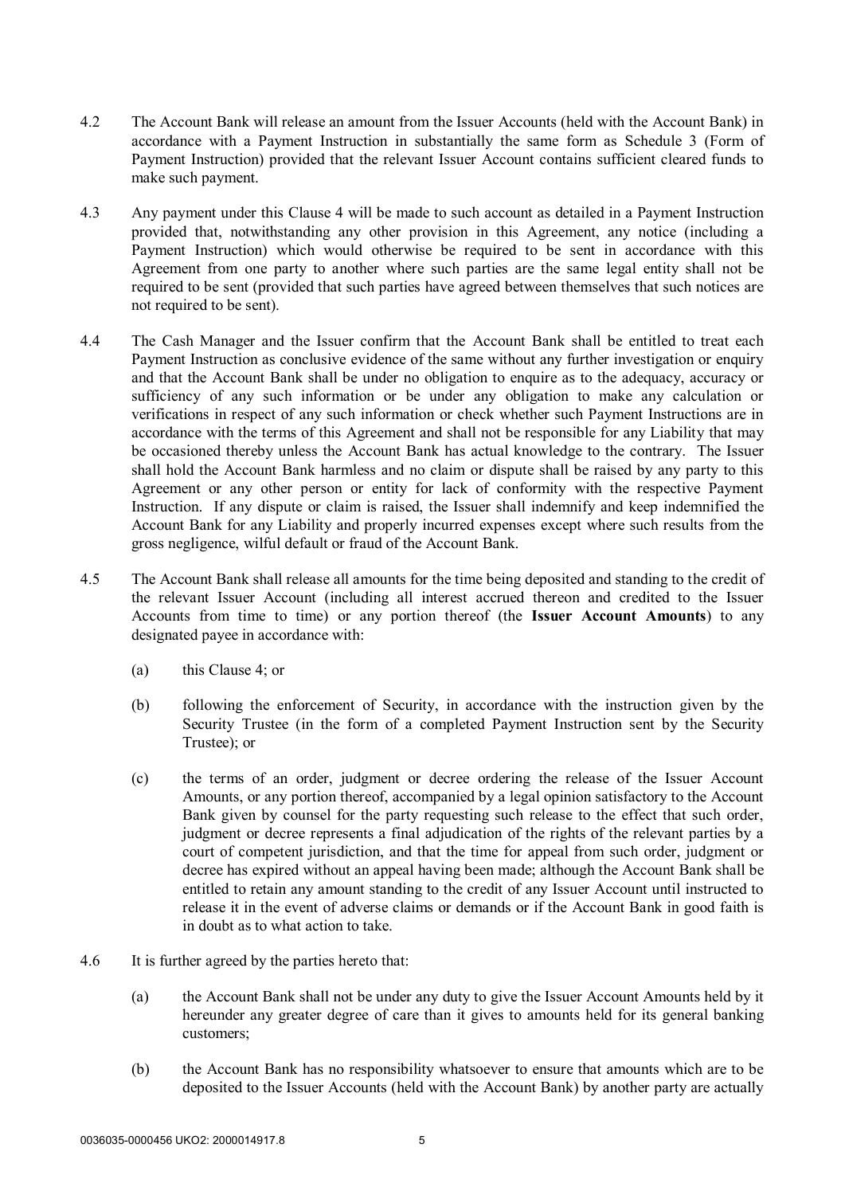4.2 The Account Bank will release an amount from the Issuer Accounts (held with the Account Bank) in accordance with a Payment Instruction in substantially the same form as Schedule 3 (Form of Payment Instruction) provided that the relevant Issuer Account contains sufficient cleared funds to make such payment.

4.3 Any payment under this Clause 4 will be made to such account as detailed in a Payment Instruction provided that, notwithstanding any other provision in this Agreement, any notice (including a Payment Instruction) which would otherwise be required to be sent in accordance with this Agreement from one party to another where such parties are the same legal entity shall not be required to be sent (provided that such parties have agreed between themselves that such notices are not required to be sent).

4.4 The Cash Manager and the Issuer confirm that the Account Bank shall be entitled to treat each Payment Instruction as conclusive evidence of the same without any further investigation or enquiry and that the Account Bank shall be under no obligation to enquire as to the adequacy, accuracy or sufficiency of any such information or be under any obligation to make any calculation or verifications in respect of any such information or check whether such Payment Instructions are in accordance with the terms of this Agreement and shall not be responsible for any Liability that may be occasioned thereby unless the Account Bank has actual knowledge to the contrary. The Issuer shall hold the Account Bank harmless and no claim or dispute shall be raised by any party to this Agreement or any other person or entity for lack of conformity with the respective Payment Instruction. If any dispute or claim is raised, the Issuer shall indemnify and keep indemnified the Account Bank for any Liability and properly incurred expenses except where such results from the gross negligence, wilful default or fraud of the Account Bank.

4.5 The Account Bank shall release all amounts for the time being deposited and standing to the credit of the relevant Issuer Account (including all interest accrued thereon and credited to the Issuer Accounts from time to time) or any portion thereof (the **Issuer Account Amounts**) to any designated payee in accordance with:

(a) this Clause 4; or

(b) following the enforcement of Security, in accordance with the instruction given by the Security Trustee (in the form of a completed Payment Instruction sent by the Security Trustee); or

(c) the terms of an order, judgment or decree ordering the release of the Issuer Account Amounts, or any portion thereof, accompanied by a legal opinion satisfactory to the Account Bank given by counsel for the party requesting such release to the effect that such order, judgment or decree represents a final adjudication of the rights of the relevant parties by a court of competent jurisdiction, and that the time for appeal from such order, judgment or decree has expired without an appeal having been made; although the Account Bank shall be entitled to retain any amount standing to the credit of any Issuer Account until instructed to release it in the event of adverse claims or demands or if the Account Bank in good faith is in doubt as to what action to take.

4.6 It is further agreed by the parties hereto that:

(a) the Account Bank shall not be under any duty to give the Issuer Account Amounts held by it hereunder any greater degree of care than it gives to amounts held for its general banking customers;

(b) the Account Bank has no responsibility whatsoever to ensure that amounts which are to be deposited to the Issuer Accounts (held with the Account Bank) by another party are actually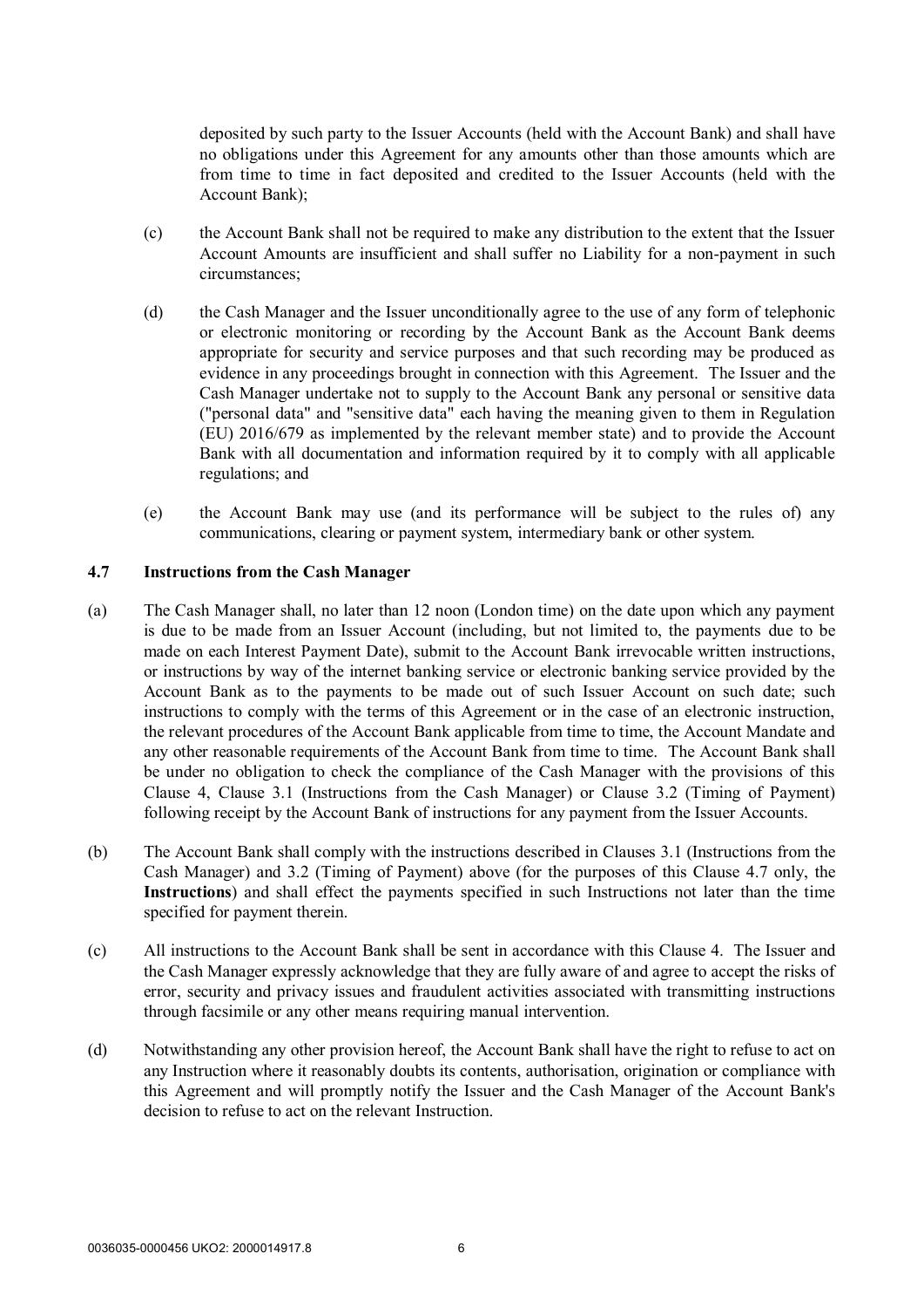deposited by such party to the Issuer Accounts (held with the Account Bank) and shall have no obligations under this Agreement for any amounts other than those amounts which are from time to time in fact deposited and credited to the Issuer Accounts (held with the Account Bank);

(c) the Account Bank shall not be required to make any distribution to the extent that the Issuer Account Amounts are insufficient and shall suffer no Liability for a non-payment in such circumstances;

(d) the Cash Manager and the Issuer unconditionally agree to the use of any form of telephonic or electronic monitoring or recording by the Account Bank as the Account Bank deems appropriate for security and service purposes and that such recording may be produced as evidence in any proceedings brought in connection with this Agreement. The Issuer and the Cash Manager undertake not to supply to the Account Bank any personal or sensitive data ("personal data" and "sensitive data" each having the meaning given to them in Regulation (EU) 2016/679 as implemented by the relevant member state) and to provide the Account Bank with all documentation and information required by it to comply with all applicable regulations; and

(e) the Account Bank may use (and its performance will be subject to the rules of) any communications, clearing or payment system, intermediary bank or other system.

### 4.7 Instructions from the Cash Manager

(a) The Cash Manager shall, no later than 12 noon (London time) on the date upon which any payment is due to be made from an Issuer Account (including, but not limited to, the payments due to be made on each Interest Payment Date), submit to the Account Bank irrevocable written instructions, or instructions by way of the internet banking service or electronic banking service provided by the Account Bank as to the payments to be made out of such Issuer Account on such date; such instructions to comply with the terms of this Agreement or in the case of an electronic instruction, the relevant procedures of the Account Bank applicable from time to time, the Account Mandate and any other reasonable requirements of the Account Bank from time to time. The Account Bank shall be under no obligation to check the compliance of the Cash Manager with the provisions of this Clause 4, Clause 3.1 (Instructions from the Cash Manager) or Clause 3.2 (Timing of Payment) following receipt by the Account Bank of instructions for any payment from the Issuer Accounts.

(b) The Account Bank shall comply with the instructions described in Clauses 3.1 (Instructions from the Cash Manager) and 3.2 (Timing of Payment) above (for the purposes of this Clause 4.7 only, the **Instructions**) and shall effect the payments specified in such Instructions not later than the time specified for payment therein.

(c) All instructions to the Account Bank shall be sent in accordance with this Clause 4. The Issuer and the Cash Manager expressly acknowledge that they are fully aware of and agree to accept the risks of error, security and privacy issues and fraudulent activities associated with transmitting instructions through facsimile or any other means requiring manual intervention.

(d) Notwithstanding any other provision hereof, the Account Bank shall have the right to refuse to act on any Instruction where it reasonably doubts its contents, authorisation, origination or compliance with this Agreement and will promptly notify the Issuer and the Cash Manager of the Account Bank's decision to refuse to act on the relevant Instruction.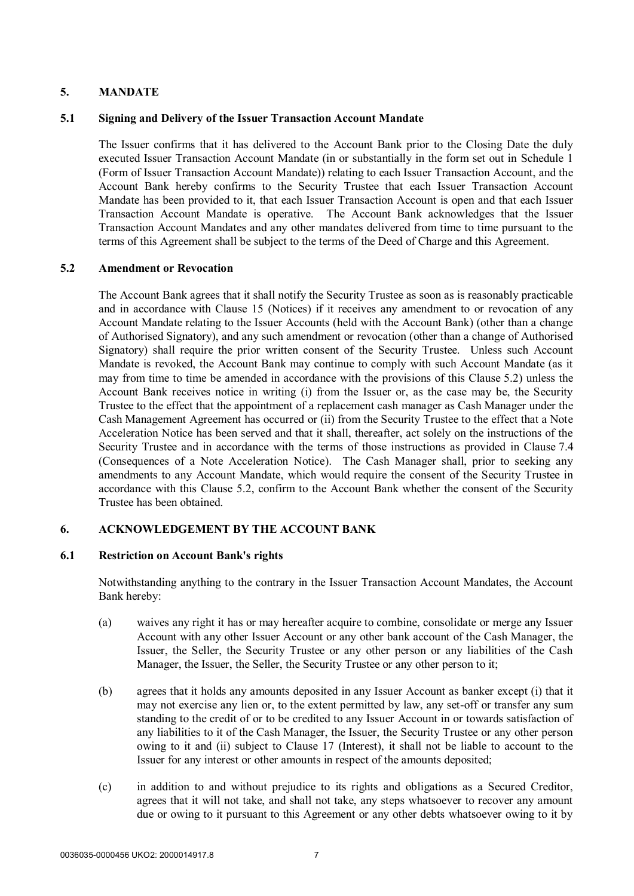## 5. MANDATE

### 5.1 Signing and Delivery of the Issuer Transaction Account Mandate

The Issuer confirms that it has delivered to the Account Bank prior to the Closing Date the duly executed Issuer Transaction Account Mandate (in or substantially in the form set out in Schedule 1 (Form of Issuer Transaction Account Mandate)) relating to each Issuer Transaction Account, and the Account Bank hereby confirms to the Security Trustee that each Issuer Transaction Account Mandate has been provided to it, that each Issuer Transaction Account is open and that each Issuer Transaction Account Mandate is operative. The Account Bank acknowledges that the Issuer Transaction Account Mandates and any other mandates delivered from time to time pursuant to the terms of this Agreement shall be subject to the terms of the Deed of Charge and this Agreement.

### 5.2 Amendment or Revocation

The Account Bank agrees that it shall notify the Security Trustee as soon as is reasonably practicable and in accordance with Clause 15 (Notices) if it receives any amendment to or revocation of any Account Mandate relating to the Issuer Accounts (held with the Account Bank) (other than a change of Authorised Signatory), and any such amendment or revocation (other than a change of Authorised Signatory) shall require the prior written consent of the Security Trustee. Unless such Account Mandate is revoked, the Account Bank may continue to comply with such Account Mandate (as it may from time to time be amended in accordance with the provisions of this Clause 5.2) unless the Account Bank receives notice in writing (i) from the Issuer or, as the case may be, the Security Trustee to the effect that the appointment of a replacement cash manager as Cash Manager under the Cash Management Agreement has occurred or (ii) from the Security Trustee to the effect that a Note Acceleration Notice has been served and that it shall, thereafter, act solely on the instructions of the Security Trustee and in accordance with the terms of those instructions as provided in Clause 7.4 (Consequences of a Note Acceleration Notice). The Cash Manager shall, prior to seeking any amendments to any Account Mandate, which would require the consent of the Security Trustee in accordance with this Clause 5.2, confirm to the Account Bank whether the consent of the Security Trustee has been obtained.

## 6. ACKNOWLEDGEMENT BY THE ACCOUNT BANK

### 6.1 Restriction on Account Bank's rights

Notwithstanding anything to the contrary in the Issuer Transaction Account Mandates, the Account Bank hereby:

(a) waives any right it has or may hereafter acquire to combine, consolidate or merge any Issuer Account with any other Issuer Account or any other bank account of the Cash Manager, the Issuer, the Seller, the Security Trustee or any other person or any liabilities of the Cash Manager, the Issuer, the Seller, the Security Trustee or any other person to it;

(b) agrees that it holds any amounts deposited in any Issuer Account as banker except (i) that it may not exercise any lien or, to the extent permitted by law, any set-off or transfer any sum standing to the credit of or to be credited to any Issuer Account in or towards satisfaction of any liabilities to it of the Cash Manager, the Issuer, the Security Trustee or any other person owing to it and (ii) subject to Clause 17 (Interest), it shall not be liable to account to the Issuer for any interest or other amounts in respect of the amounts deposited;

(c) in addition to and without prejudice to its rights and obligations as a Secured Creditor, agrees that it will not take, and shall not take, any steps whatsoever to recover any amount due or owing to it pursuant to this Agreement or any other debts whatsoever owing to it by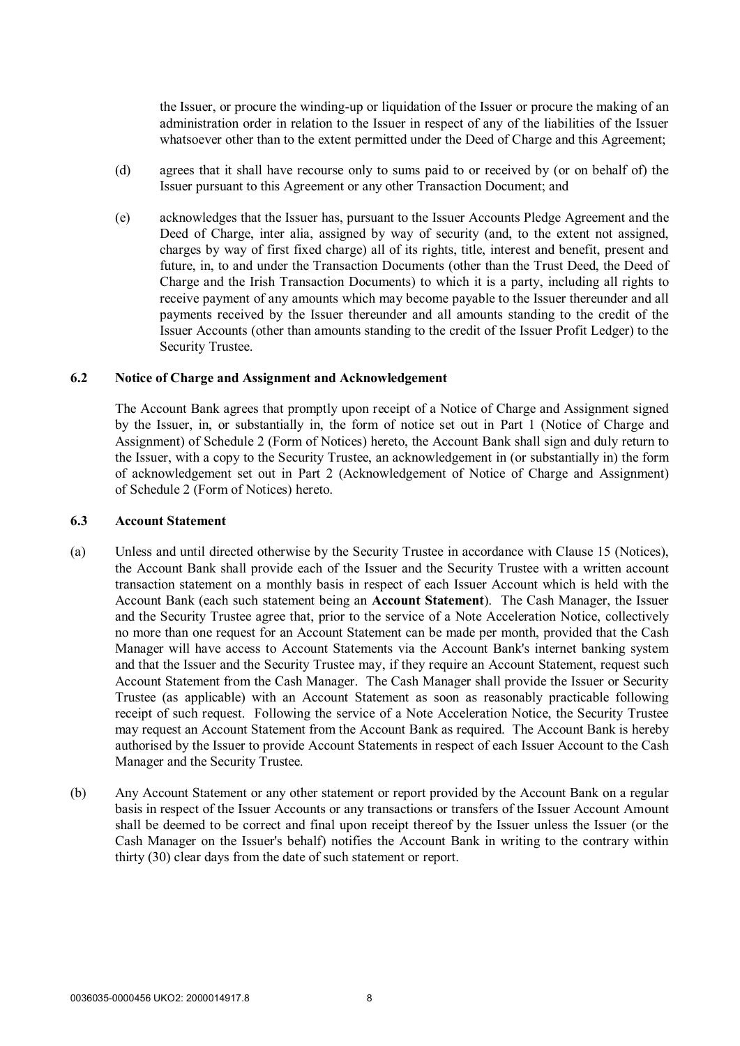the Issuer, or procure the winding-up or liquidation of the Issuer or procure the making of an administration order in relation to the Issuer in respect of any of the liabilities of the Issuer whatsoever other than to the extent permitted under the Deed of Charge and this Agreement;

(d) agrees that it shall have recourse only to sums paid to or received by (or on behalf of) the Issuer pursuant to this Agreement or any other Transaction Document; and

(e) acknowledges that the Issuer has, pursuant to the Issuer Accounts Pledge Agreement and the Deed of Charge, inter alia, assigned by way of security (and, to the extent not assigned, charges by way of first fixed charge) all of its rights, title, interest and benefit, present and future, in, to and under the Transaction Documents (other than the Trust Deed, the Deed of Charge and the Irish Transaction Documents) to which it is a party, including all rights to receive payment of any amounts which may become payable to the Issuer thereunder and all payments received by the Issuer thereunder and all amounts standing to the credit of the Issuer Accounts (other than amounts standing to the credit of the Issuer Profit Ledger) to the Security Trustee.

### 6.2 Notice of Charge and Assignment and Acknowledgement

The Account Bank agrees that promptly upon receipt of a Notice of Charge and Assignment signed by the Issuer, in, or substantially in, the form of notice set out in Part 1 (Notice of Charge and Assignment) of Schedule 2 (Form of Notices) hereto, the Account Bank shall sign and duly return to the Issuer, with a copy to the Security Trustee, an acknowledgement in (or substantially in) the form of acknowledgement set out in Part 2 (Acknowledgement of Notice of Charge and Assignment) of Schedule 2 (Form of Notices) hereto.

### 6.3 Account Statement

(a) Unless and until directed otherwise by the Security Trustee in accordance with Clause 15 (Notices), the Account Bank shall provide each of the Issuer and the Security Trustee with a written account transaction statement on a monthly basis in respect of each Issuer Account which is held with the Account Bank (each such statement being an **Account Statement**). The Cash Manager, the Issuer and the Security Trustee agree that, prior to the service of a Note Acceleration Notice, collectively no more than one request for an Account Statement can be made per month, provided that the Cash Manager will have access to Account Statements via the Account Bank's internet banking system and that the Issuer and the Security Trustee may, if they require an Account Statement, request such Account Statement from the Cash Manager. The Cash Manager shall provide the Issuer or Security Trustee (as applicable) with an Account Statement as soon as reasonably practicable following receipt of such request. Following the service of a Note Acceleration Notice, the Security Trustee may request an Account Statement from the Account Bank as required. The Account Bank is hereby authorised by the Issuer to provide Account Statements in respect of each Issuer Account to the Cash Manager and the Security Trustee.

(b) Any Account Statement or any other statement or report provided by the Account Bank on a regular basis in respect of the Issuer Accounts or any transactions or transfers of the Issuer Account Amount shall be deemed to be correct and final upon receipt thereof by the Issuer unless the Issuer (or the Cash Manager on the Issuer's behalf) notifies the Account Bank in writing to the contrary within thirty (30) clear days from the date of such statement or report.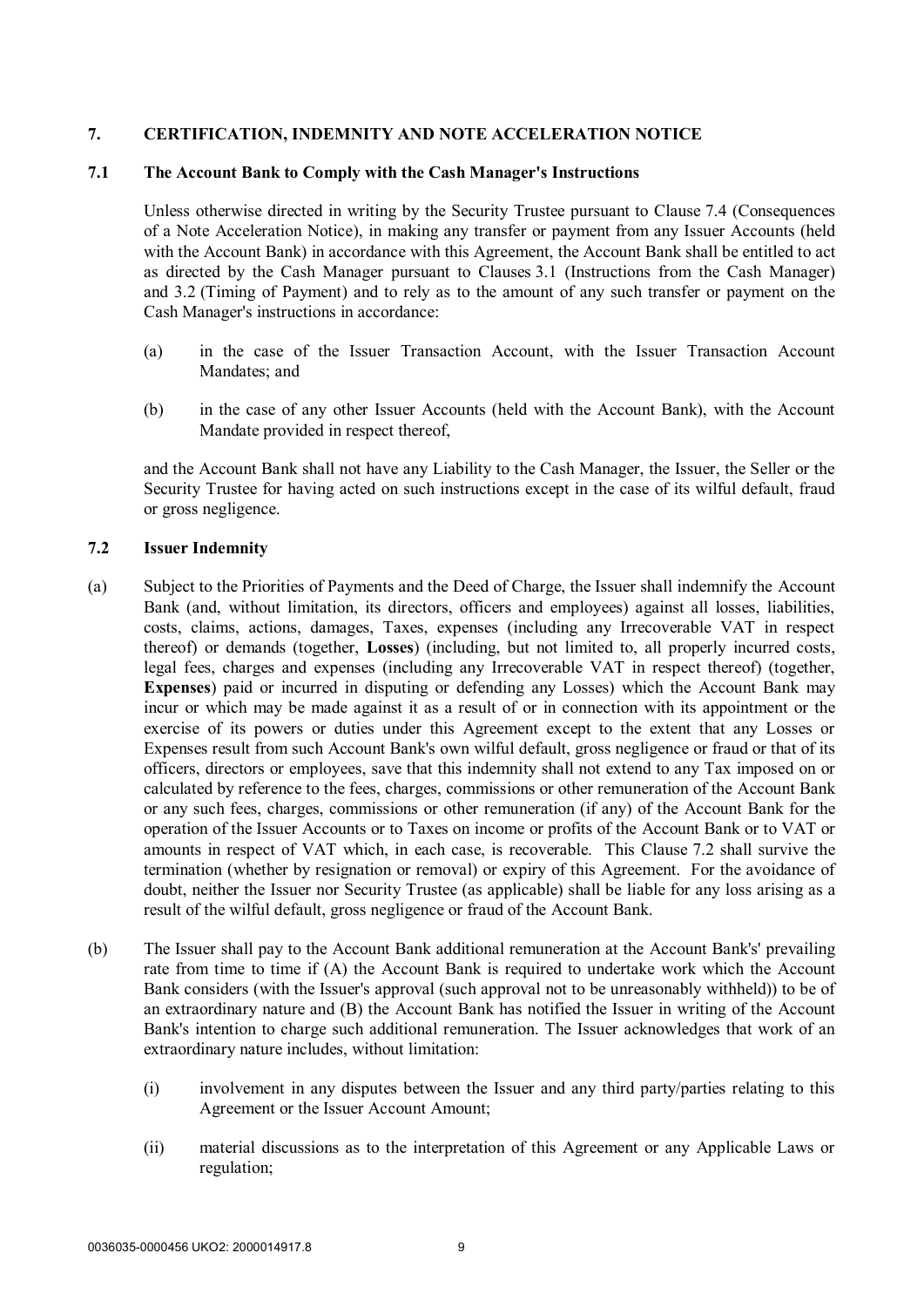## 7. CERTIFICATION, INDEMNITY AND NOTE ACCELERATION NOTICE

### 7.1 The Account Bank to Comply with the Cash Manager's Instructions

Unless otherwise directed in writing by the Security Trustee pursuant to Clause 7.4 (Consequences of a Note Acceleration Notice), in making any transfer or payment from any Issuer Accounts (held with the Account Bank) in accordance with this Agreement, the Account Bank shall be entitled to act as directed by the Cash Manager pursuant to Clauses 3.1 (Instructions from the Cash Manager) and 3.2 (Timing of Payment) and to rely as to the amount of any such transfer or payment on the Cash Manager's instructions in accordance:

(a) in the case of the Issuer Transaction Account, with the Issuer Transaction Account Mandates; and

(b) in the case of any other Issuer Accounts (held with the Account Bank), with the Account Mandate provided in respect thereof,

and the Account Bank shall not have any Liability to the Cash Manager, the Issuer, the Seller or the Security Trustee for having acted on such instructions except in the case of its wilful default, fraud or gross negligence.

### 7.2 Issuer Indemnity

(a) Subject to the Priorities of Payments and the Deed of Charge, the Issuer shall indemnify the Account Bank (and, without limitation, its directors, officers and employees) against all losses, liabilities, costs, claims, actions, damages, Taxes, expenses (including any Irrecoverable VAT in respect thereof) or demands (together, **Losses**) (including, but not limited to, all properly incurred costs, legal fees, charges and expenses (including any Irrecoverable VAT in respect thereof) (together, **Expenses**) paid or incurred in disputing or defending any Losses) which the Account Bank may incur or which may be made against it as a result of or in connection with its appointment or the exercise of its powers or duties under this Agreement except to the extent that any Losses or Expenses result from such Account Bank's own wilful default, gross negligence or fraud or that of its officers, directors or employees, save that this indemnity shall not extend to any Tax imposed on or calculated by reference to the fees, charges, commissions or other remuneration of the Account Bank or any such fees, charges, commissions or other remuneration (if any) of the Account Bank for the operation of the Issuer Accounts or to Taxes on income or profits of the Account Bank or to VAT or amounts in respect of VAT which, in each case, is recoverable. This Clause 7.2 shall survive the termination (whether by resignation or removal) or expiry of this Agreement. For the avoidance of doubt, neither the Issuer nor Security Trustee (as applicable) shall be liable for any loss arising as a result of the wilful default, gross negligence or fraud of the Account Bank.

(b) The Issuer shall pay to the Account Bank additional remuneration at the Account Bank's' prevailing rate from time to time if (A) the Account Bank is required to undertake work which the Account Bank considers (with the Issuer's approval (such approval not to be unreasonably withheld)) to be of an extraordinary nature and (B) the Account Bank has notified the Issuer in writing of the Account Bank's intention to charge such additional remuneration. The Issuer acknowledges that work of an extraordinary nature includes, without limitation:

  (i) involvement in any disputes between the Issuer and any third party/parties relating to this Agreement or the Issuer Account Amount;

  (ii) material discussions as to the interpretation of this Agreement or any Applicable Laws or regulation;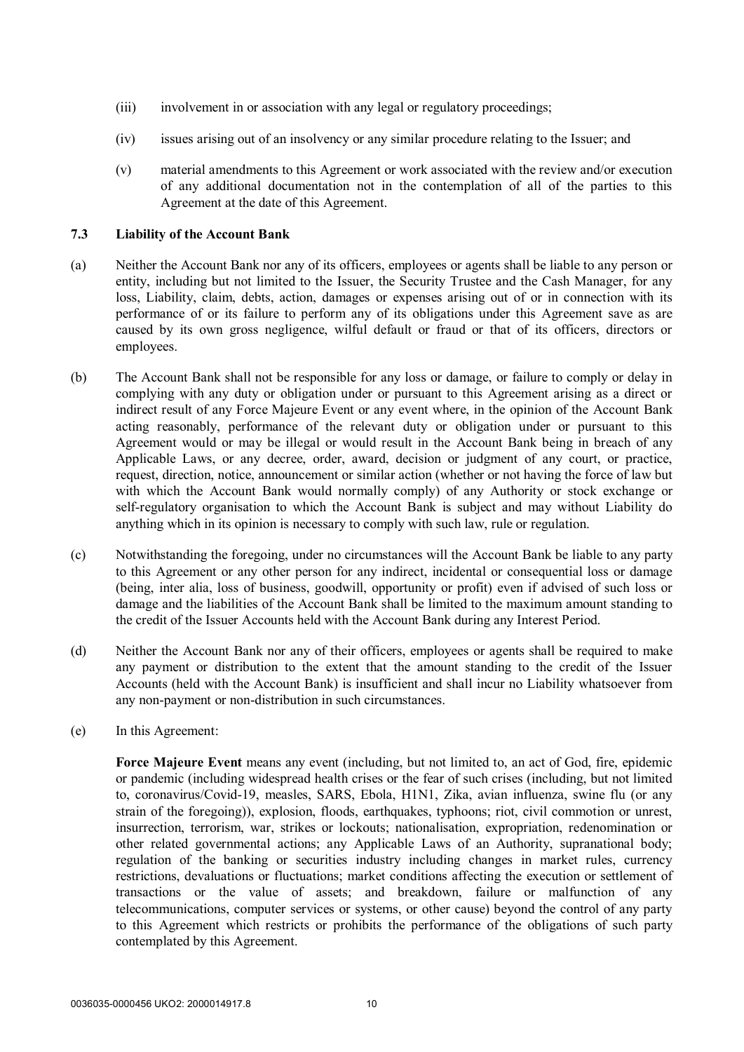(iii) involvement in or association with any legal or regulatory proceedings;

(iv) issues arising out of an insolvency or any similar procedure relating to the Issuer; and

(v) material amendments to this Agreement or work associated with the review and/or execution of any additional documentation not in the contemplation of all of the parties to this Agreement at the date of this Agreement.

### 7.3 Liability of the Account Bank

(a) Neither the Account Bank nor any of its officers, employees or agents shall be liable to any person or entity, including but not limited to the Issuer, the Security Trustee and the Cash Manager, for any loss, Liability, claim, debts, action, damages or expenses arising out of or in connection with its performance of or its failure to perform any of its obligations under this Agreement save as are caused by its own gross negligence, wilful default or fraud or that of its officers, directors or employees.

(b) The Account Bank shall not be responsible for any loss or damage, or failure to comply or delay in complying with any duty or obligation under or pursuant to this Agreement arising as a direct or indirect result of any Force Majeure Event or any event where, in the opinion of the Account Bank acting reasonably, performance of the relevant duty or obligation under or pursuant to this Agreement would or may be illegal or would result in the Account Bank being in breach of any Applicable Laws, or any decree, order, award, decision or judgment of any court, or practice, request, direction, notice, announcement or similar action (whether or not having the force of law but with which the Account Bank would normally comply) of any Authority or stock exchange or self-regulatory organisation to which the Account Bank is subject and may without Liability do anything which in its opinion is necessary to comply with such law, rule or regulation.

(c) Notwithstanding the foregoing, under no circumstances will the Account Bank be liable to any party to this Agreement or any other person for any indirect, incidental or consequential loss or damage (being, inter alia, loss of business, goodwill, opportunity or profit) even if advised of such loss or damage and the liabilities of the Account Bank shall be limited to the maximum amount standing to the credit of the Issuer Accounts held with the Account Bank during any Interest Period.

(d) Neither the Account Bank nor any of their officers, employees or agents shall be required to make any payment or distribution to the extent that the amount standing to the credit of the Issuer Accounts (held with the Account Bank) is insufficient and shall incur no Liability whatsoever from any non-payment or non-distribution in such circumstances.

(e) In this Agreement:

**Force Majeure Event** means any event (including, but not limited to, an act of God, fire, epidemic or pandemic (including widespread health crises or the fear of such crises (including, but not limited to, coronavirus/Covid-19, measles, SARS, Ebola, H1N1, Zika, avian influenza, swine flu (or any strain of the foregoing)), explosion, floods, earthquakes, typhoons; riot, civil commotion or unrest, insurrection, terrorism, war, strikes or lockouts; nationalisation, expropriation, redenomination or other related governmental actions; any Applicable Laws of an Authority, supranational body; regulation of the banking or securities industry including changes in market rules, currency restrictions, devaluations or fluctuations; market conditions affecting the execution or settlement of transactions or the value of assets; and breakdown, failure or malfunction of any telecommunications, computer services or systems, or other cause) beyond the control of any party to this Agreement which restricts or prohibits the performance of the obligations of such party contemplated by this Agreement.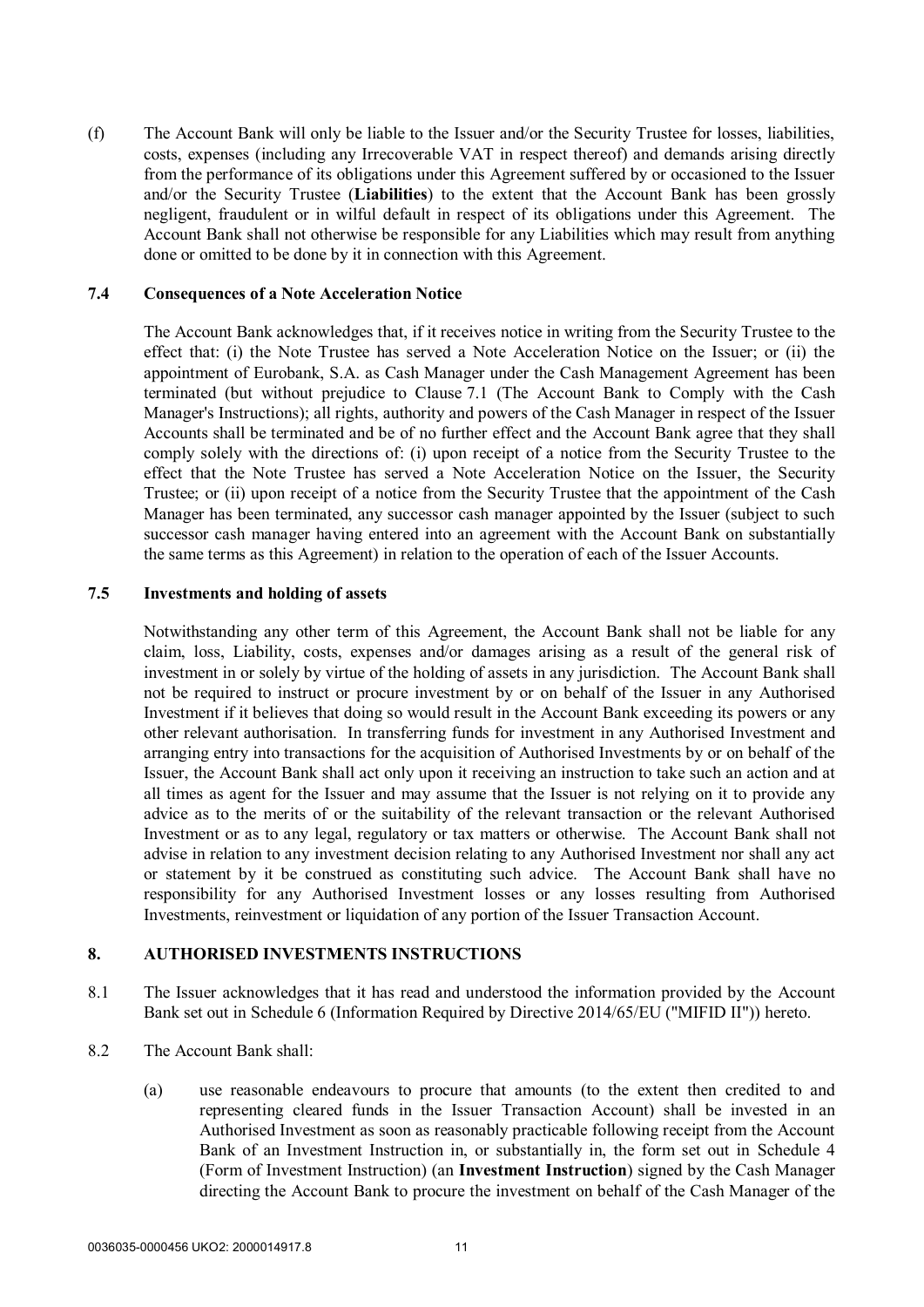(f) The Account Bank will only be liable to the Issuer and/or the Security Trustee for losses, liabilities, costs, expenses (including any Irrecoverable VAT in respect thereof) and demands arising directly from the performance of its obligations under this Agreement suffered by or occasioned to the Issuer and/or the Security Trustee (**Liabilities**) to the extent that the Account Bank has been grossly negligent, fraudulent or in wilful default in respect of its obligations under this Agreement. The Account Bank shall not otherwise be responsible for any Liabilities which may result from anything done or omitted to be done by it in connection with this Agreement.

### 7.4 Consequences of a Note Acceleration Notice

The Account Bank acknowledges that, if it receives notice in writing from the Security Trustee to the effect that: (i) the Note Trustee has served a Note Acceleration Notice on the Issuer; or (ii) the appointment of Eurobank, S.A. as Cash Manager under the Cash Management Agreement has been terminated (but without prejudice to Clause 7.1 (The Account Bank to Comply with the Cash Manager's Instructions); all rights, authority and powers of the Cash Manager in respect of the Issuer Accounts shall be terminated and be of no further effect and the Account Bank agree that they shall comply solely with the directions of: (i) upon receipt of a notice from the Security Trustee to the effect that the Note Trustee has served a Note Acceleration Notice on the Issuer, the Security Trustee; or (ii) upon receipt of a notice from the Security Trustee that the appointment of the Cash Manager has been terminated, any successor cash manager appointed by the Issuer (subject to such successor cash manager having entered into an agreement with the Account Bank on substantially the same terms as this Agreement) in relation to the operation of each of the Issuer Accounts.

### 7.5 Investments and holding of assets

Notwithstanding any other term of this Agreement, the Account Bank shall not be liable for any claim, loss, Liability, costs, expenses and/or damages arising as a result of the general risk of investment in or solely by virtue of the holding of assets in any jurisdiction. The Account Bank shall not be required to instruct or procure investment by or on behalf of the Issuer in any Authorised Investment if it believes that doing so would result in the Account Bank exceeding its powers or any other relevant authorisation. In transferring funds for investment in any Authorised Investment and arranging entry into transactions for the acquisition of Authorised Investments by or on behalf of the Issuer, the Account Bank shall act only upon it receiving an instruction to take such an action and at all times as agent for the Issuer and may assume that the Issuer is not relying on it to provide any advice as to the merits of or the suitability of the relevant transaction or the relevant Authorised Investment or as to any legal, regulatory or tax matters or otherwise. The Account Bank shall not advise in relation to any investment decision relating to any Authorised Investment nor shall any act or statement by it be construed as constituting such advice. The Account Bank shall have no responsibility for any Authorised Investment losses or any losses resulting from Authorised Investments, reinvestment or liquidation of any portion of the Issuer Transaction Account.

## 8. AUTHORISED INVESTMENTS INSTRUCTIONS

8.1 The Issuer acknowledges that it has read and understood the information provided by the Account Bank set out in Schedule 6 (Information Required by Directive 2014/65/EU ("MIFID II")) hereto.

8.2 The Account Bank shall:

(a) use reasonable endeavours to procure that amounts (to the extent then credited to and representing cleared funds in the Issuer Transaction Account) shall be invested in an Authorised Investment as soon as reasonably practicable following receipt from the Account Bank of an Investment Instruction in, or substantially in, the form set out in Schedule 4 (Form of Investment Instruction) (an **Investment Instruction**) signed by the Cash Manager directing the Account Bank to procure the investment on behalf of the Cash Manager of the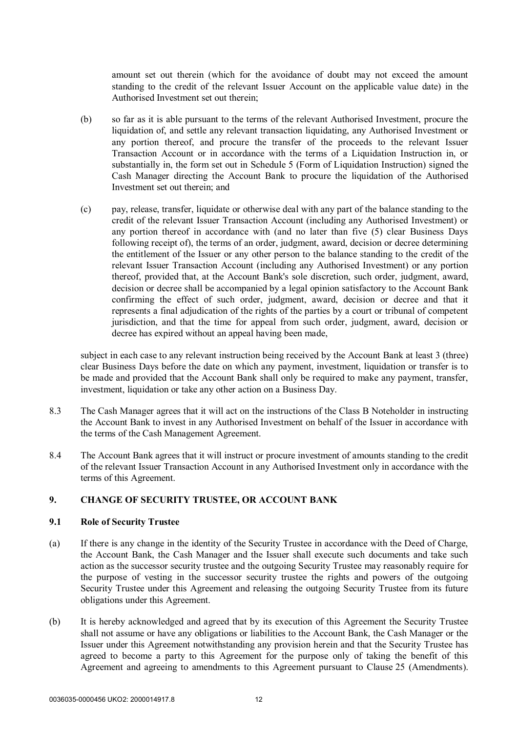amount set out therein (which for the avoidance of doubt may not exceed the amount standing to the credit of the relevant Issuer Account on the applicable value date) in the Authorised Investment set out therein;

(b) so far as it is able pursuant to the terms of the relevant Authorised Investment, procure the liquidation of, and settle any relevant transaction liquidating, any Authorised Investment or any portion thereof, and procure the transfer of the proceeds to the relevant Issuer Transaction Account or in accordance with the terms of a Liquidation Instruction in, or substantially in, the form set out in Schedule 5 (Form of Liquidation Instruction) signed the Cash Manager directing the Account Bank to procure the liquidation of the Authorised Investment set out therein; and

(c) pay, release, transfer, liquidate or otherwise deal with any part of the balance standing to the credit of the relevant Issuer Transaction Account (including any Authorised Investment) or any portion thereof in accordance with (and no later than five (5) clear Business Days following receipt of), the terms of an order, judgment, award, decision or decree determining the entitlement of the Issuer or any other person to the balance standing to the credit of the relevant Issuer Transaction Account (including any Authorised Investment) or any portion thereof, provided that, at the Account Bank's sole discretion, such order, judgment, award, decision or decree shall be accompanied by a legal opinion satisfactory to the Account Bank confirming the effect of such order, judgment, award, decision or decree and that it represents a final adjudication of the rights of the parties by a court or tribunal of competent jurisdiction, and that the time for appeal from such order, judgment, award, decision or decree has expired without an appeal having been made,

subject in each case to any relevant instruction being received by the Account Bank at least 3 (three) clear Business Days before the date on which any payment, investment, liquidation or transfer is to be made and provided that the Account Bank shall only be required to make any payment, transfer, investment, liquidation or take any other action on a Business Day.

8.3 The Cash Manager agrees that it will act on the instructions of the Class B Noteholder in instructing the Account Bank to invest in any Authorised Investment on behalf of the Issuer in accordance with the terms of the Cash Management Agreement.

8.4 The Account Bank agrees that it will instruct or procure investment of amounts standing to the credit of the relevant Issuer Transaction Account in any Authorised Investment only in accordance with the terms of this Agreement.

## 9. CHANGE OF SECURITY TRUSTEE, OR ACCOUNT BANK

### 9.1 Role of Security Trustee

(a) If there is any change in the identity of the Security Trustee in accordance with the Deed of Charge, the Account Bank, the Cash Manager and the Issuer shall execute such documents and take such action as the successor security trustee and the outgoing Security Trustee may reasonably require for the purpose of vesting in the successor security trustee the rights and powers of the outgoing Security Trustee under this Agreement and releasing the outgoing Security Trustee from its future obligations under this Agreement.

(b) It is hereby acknowledged and agreed that by its execution of this Agreement the Security Trustee shall not assume or have any obligations or liabilities to the Account Bank, the Cash Manager or the Issuer under this Agreement notwithstanding any provision herein and that the Security Trustee has agreed to become a party to this Agreement for the purpose only of taking the benefit of this Agreement and agreeing to amendments to this Agreement pursuant to Clause 25 (Amendments).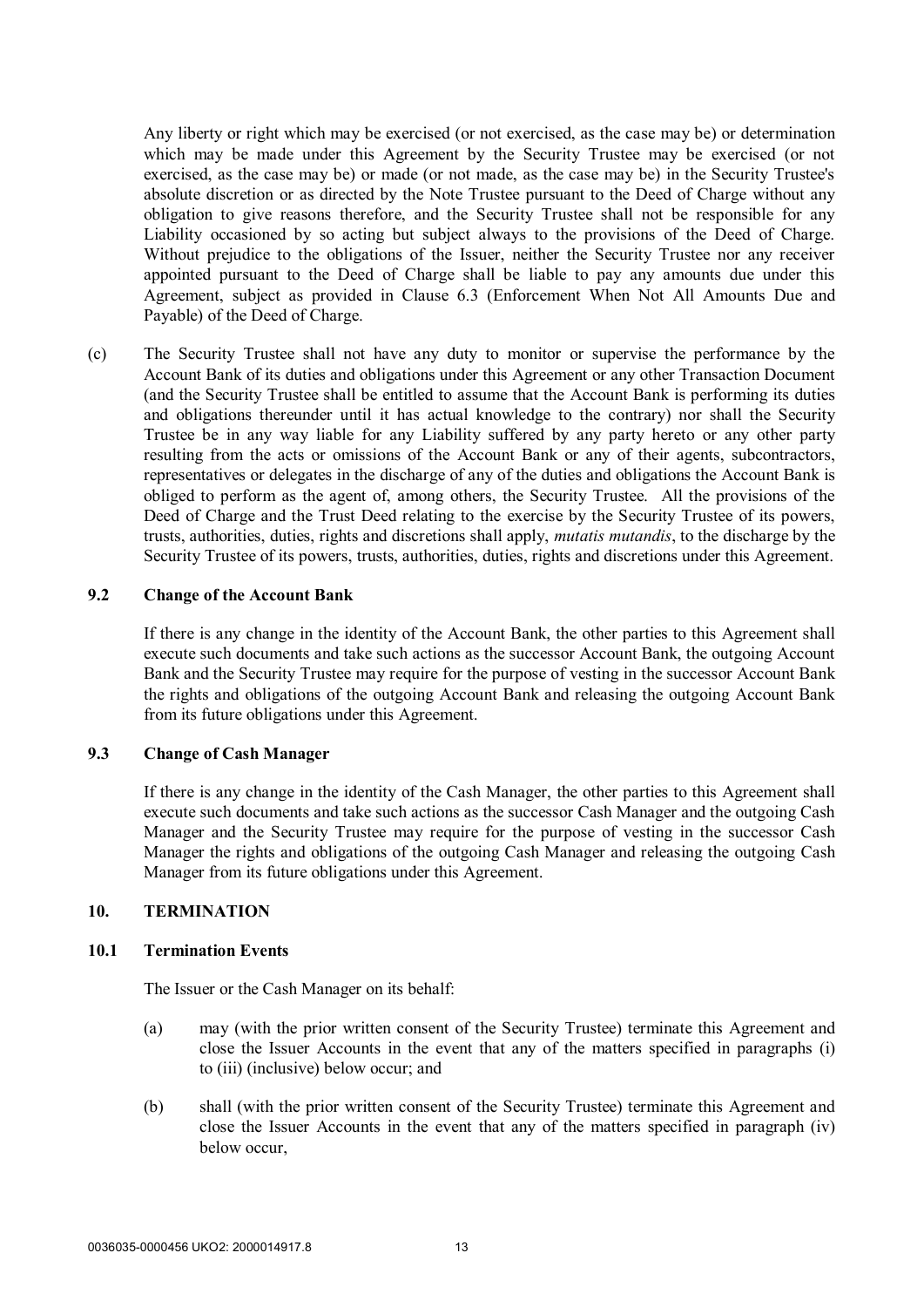Any liberty or right which may be exercised (or not exercised, as the case may be) or determination which may be made under this Agreement by the Security Trustee may be exercised (or not exercised, as the case may be) or made (or not made, as the case may be) in the Security Trustee's absolute discretion or as directed by the Note Trustee pursuant to the Deed of Charge without any obligation to give reasons therefore, and the Security Trustee shall not be responsible for any Liability occasioned by so acting but subject always to the provisions of the Deed of Charge. Without prejudice to the obligations of the Issuer, neither the Security Trustee nor any receiver appointed pursuant to the Deed of Charge shall be liable to pay any amounts due under this Agreement, subject as provided in Clause 6.3 (Enforcement When Not All Amounts Due and Payable) of the Deed of Charge.

(c) The Security Trustee shall not have any duty to monitor or supervise the performance by the Account Bank of its duties and obligations under this Agreement or any other Transaction Document (and the Security Trustee shall be entitled to assume that the Account Bank is performing its duties and obligations thereunder until it has actual knowledge to the contrary) nor shall the Security Trustee be in any way liable for any Liability suffered by any party hereto or any other party resulting from the acts or omissions of the Account Bank or any of their agents, subcontractors, representatives or delegates in the discharge of any of the duties and obligations the Account Bank is obliged to perform as the agent of, among others, the Security Trustee. All the provisions of the Deed of Charge and the Trust Deed relating to the exercise by the Security Trustee of its powers, trusts, authorities, duties, rights and discretions shall apply, *mutatis mutandis*, to the discharge by the Security Trustee of its powers, trusts, authorities, duties, rights and discretions under this Agreement.

### 9.2 Change of the Account Bank

If there is any change in the identity of the Account Bank, the other parties to this Agreement shall execute such documents and take such actions as the successor Account Bank, the outgoing Account Bank and the Security Trustee may require for the purpose of vesting in the successor Account Bank the rights and obligations of the outgoing Account Bank and releasing the outgoing Account Bank from its future obligations under this Agreement.

### 9.3 Change of Cash Manager

If there is any change in the identity of the Cash Manager, the other parties to this Agreement shall execute such documents and take such actions as the successor Cash Manager and the outgoing Cash Manager and the Security Trustee may require for the purpose of vesting in the successor Cash Manager the rights and obligations of the outgoing Cash Manager and releasing the outgoing Cash Manager from its future obligations under this Agreement.

## 10. TERMINATION

### 10.1 Termination Events

The Issuer or the Cash Manager on its behalf:

(a) may (with the prior written consent of the Security Trustee) terminate this Agreement and close the Issuer Accounts in the event that any of the matters specified in paragraphs (i) to (iii) (inclusive) below occur; and

(b) shall (with the prior written consent of the Security Trustee) terminate this Agreement and close the Issuer Accounts in the event that any of the matters specified in paragraph (iv) below occur,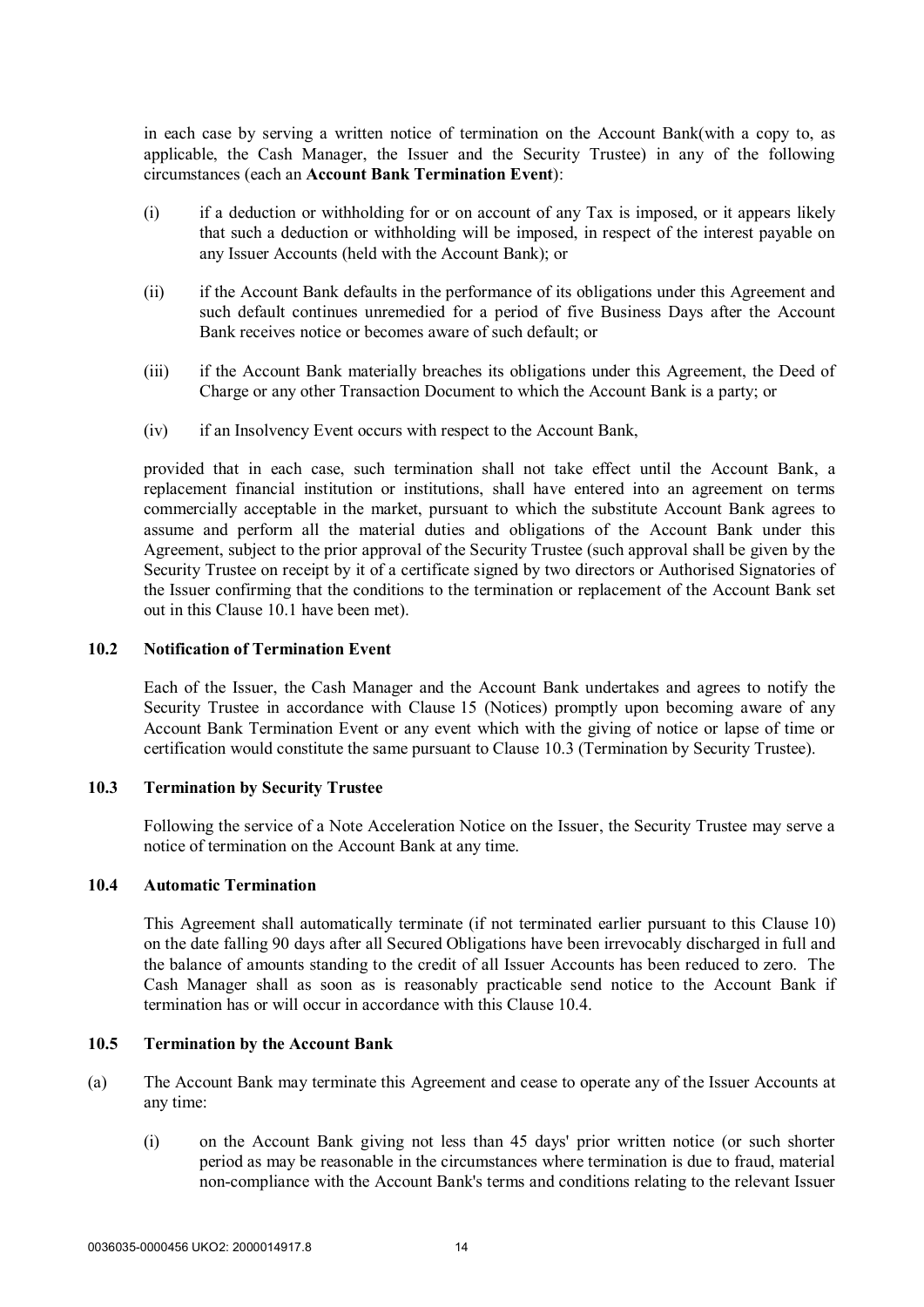in each case by serving a written notice of termination on the Account Bank(with a copy to, as applicable, the Cash Manager, the Issuer and the Security Trustee) in any of the following circumstances (each an **Account Bank Termination Event**):

(i) if a deduction or withholding for or on account of any Tax is imposed, or it appears likely that such a deduction or withholding will be imposed, in respect of the interest payable on any Issuer Accounts (held with the Account Bank); or

(ii) if the Account Bank defaults in the performance of its obligations under this Agreement and such default continues unremedied for a period of five Business Days after the Account Bank receives notice or becomes aware of such default; or

(iii) if the Account Bank materially breaches its obligations under this Agreement, the Deed of Charge or any other Transaction Document to which the Account Bank is a party; or

(iv) if an Insolvency Event occurs with respect to the Account Bank,

provided that in each case, such termination shall not take effect until the Account Bank, a replacement financial institution or institutions, shall have entered into an agreement on terms commercially acceptable in the market, pursuant to which the substitute Account Bank agrees to assume and perform all the material duties and obligations of the Account Bank under this Agreement, subject to the prior approval of the Security Trustee (such approval shall be given by the Security Trustee on receipt by it of a certificate signed by two directors or Authorised Signatories of the Issuer confirming that the conditions to the termination or replacement of the Account Bank set out in this Clause 10.1 have been met).

### 10.2 Notification of Termination Event

Each of the Issuer, the Cash Manager and the Account Bank undertakes and agrees to notify the Security Trustee in accordance with Clause 15 (Notices) promptly upon becoming aware of any Account Bank Termination Event or any event which with the giving of notice or lapse of time or certification would constitute the same pursuant to Clause 10.3 (Termination by Security Trustee).

### 10.3 Termination by Security Trustee

Following the service of a Note Acceleration Notice on the Issuer, the Security Trustee may serve a notice of termination on the Account Bank at any time.

### 10.4 Automatic Termination

This Agreement shall automatically terminate (if not terminated earlier pursuant to this Clause 10) on the date falling 90 days after all Secured Obligations have been irrevocably discharged in full and the balance of amounts standing to the credit of all Issuer Accounts has been reduced to zero. The Cash Manager shall as soon as is reasonably practicable send notice to the Account Bank if termination has or will occur in accordance with this Clause 10.4.

### 10.5 Termination by the Account Bank

(a) The Account Bank may terminate this Agreement and cease to operate any of the Issuer Accounts at any time:

(i) on the Account Bank giving not less than 45 days' prior written notice (or such shorter period as may be reasonable in the circumstances where termination is due to fraud, material non-compliance with the Account Bank's terms and conditions relating to the relevant Issuer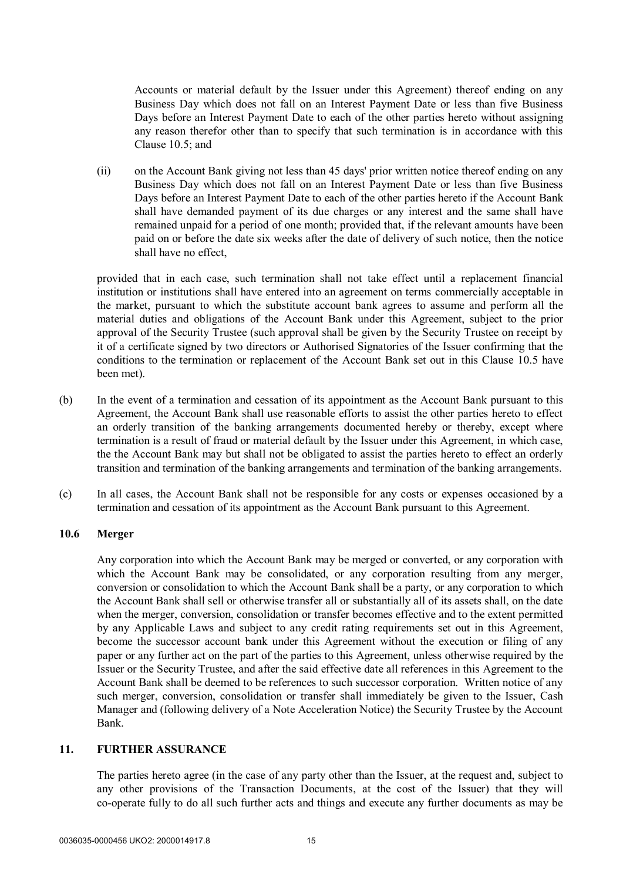Accounts or material default by the Issuer under this Agreement) thereof ending on any Business Day which does not fall on an Interest Payment Date or less than five Business Days before an Interest Payment Date to each of the other parties hereto without assigning any reason therefor other than to specify that such termination is in accordance with this Clause 10.5; and

(ii) on the Account Bank giving not less than 45 days' prior written notice thereof ending on any Business Day which does not fall on an Interest Payment Date or less than five Business Days before an Interest Payment Date to each of the other parties hereto if the Account Bank shall have demanded payment of its due charges or any interest and the same shall have remained unpaid for a period of one month; provided that, if the relevant amounts have been paid on or before the date six weeks after the date of delivery of such notice, then the notice shall have no effect,

provided that in each case, such termination shall not take effect until a replacement financial institution or institutions shall have entered into an agreement on terms commercially acceptable in the market, pursuant to which the substitute account bank agrees to assume and perform all the material duties and obligations of the Account Bank under this Agreement, subject to the prior approval of the Security Trustee (such approval shall be given by the Security Trustee on receipt by it of a certificate signed by two directors or Authorised Signatories of the Issuer confirming that the conditions to the termination or replacement of the Account Bank set out in this Clause 10.5 have been met).

(b) In the event of a termination and cessation of its appointment as the Account Bank pursuant to this Agreement, the Account Bank shall use reasonable efforts to assist the other parties hereto to effect an orderly transition of the banking arrangements documented hereby or thereby, except where termination is a result of fraud or material default by the Issuer under this Agreement, in which case, the the Account Bank may but shall not be obligated to assist the parties hereto to effect an orderly transition and termination of the banking arrangements and termination of the banking arrangements.

(c) In all cases, the Account Bank shall not be responsible for any costs or expenses occasioned by a termination and cessation of its appointment as the Account Bank pursuant to this Agreement.

### 10.6 Merger

Any corporation into which the Account Bank may be merged or converted, or any corporation with which the Account Bank may be consolidated, or any corporation resulting from any merger, conversion or consolidation to which the Account Bank shall be a party, or any corporation to which the Account Bank shall sell or otherwise transfer all or substantially all of its assets shall, on the date when the merger, conversion, consolidation or transfer becomes effective and to the extent permitted by any Applicable Laws and subject to any credit rating requirements set out in this Agreement, become the successor account bank under this Agreement without the execution or filing of any paper or any further act on the part of the parties to this Agreement, unless otherwise required by the Issuer or the Security Trustee, and after the said effective date all references in this Agreement to the Account Bank shall be deemed to be references to such successor corporation. Written notice of any such merger, conversion, consolidation or transfer shall immediately be given to the Issuer, Cash Manager and (following delivery of a Note Acceleration Notice) the Security Trustee by the Account Bank.

## 11. FURTHER ASSURANCE

The parties hereto agree (in the case of any party other than the Issuer, at the request and, subject to any other provisions of the Transaction Documents, at the cost of the Issuer) that they will co-operate fully to do all such further acts and things and execute any further documents as may be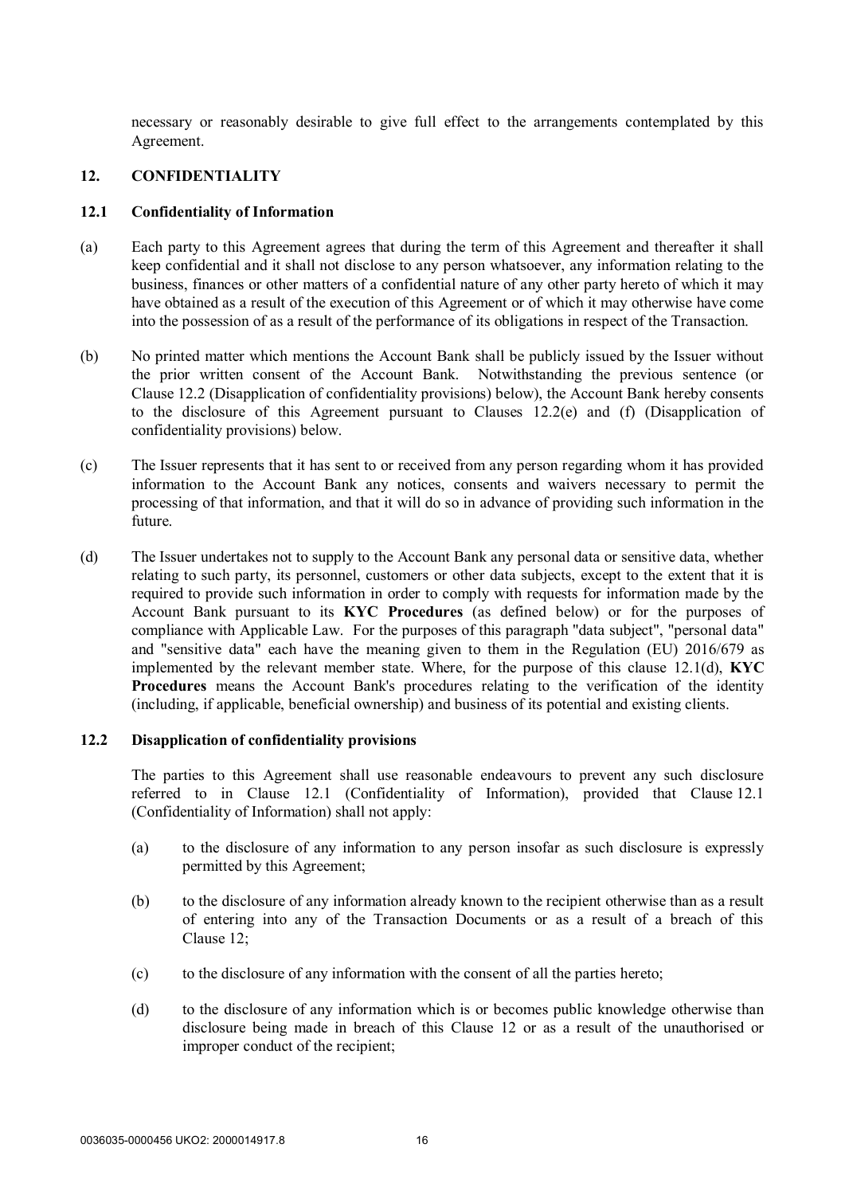necessary or reasonably desirable to give full effect to the arrangements contemplated by this Agreement.

## 12. CONFIDENTIALITY

### 12.1 Confidentiality of Information

(a) Each party to this Agreement agrees that during the term of this Agreement and thereafter it shall keep confidential and it shall not disclose to any person whatsoever, any information relating to the business, finances or other matters of a confidential nature of any other party hereto of which it may have obtained as a result of the execution of this Agreement or of which it may otherwise have come into the possession of as a result of the performance of its obligations in respect of the Transaction.

(b) No printed matter which mentions the Account Bank shall be publicly issued by the Issuer without the prior written consent of the Account Bank. Notwithstanding the previous sentence (or Clause 12.2 (Disapplication of confidentiality provisions) below), the Account Bank hereby consents to the disclosure of this Agreement pursuant to Clauses 12.2(e) and (f) (Disapplication of confidentiality provisions) below.

(c) The Issuer represents that it has sent to or received from any person regarding whom it has provided information to the Account Bank any notices, consents and waivers necessary to permit the processing of that information, and that it will do so in advance of providing such information in the future.

(d) The Issuer undertakes not to supply to the Account Bank any personal data or sensitive data, whether relating to such party, its personnel, customers or other data subjects, except to the extent that it is required to provide such information in order to comply with requests for information made by the Account Bank pursuant to its **KYC Procedures** (as defined below) or for the purposes of compliance with Applicable Law. For the purposes of this paragraph "data subject", "personal data" and "sensitive data" each have the meaning given to them in the Regulation (EU) 2016/679 as implemented by the relevant member state. Where, for the purpose of this clause 12.1(d), **KYC Procedures** means the Account Bank's procedures relating to the verification of the identity (including, if applicable, beneficial ownership) and business of its potential and existing clients.

### 12.2 Disapplication of confidentiality provisions

The parties to this Agreement shall use reasonable endeavours to prevent any such disclosure referred to in Clause 12.1 (Confidentiality of Information), provided that Clause 12.1 (Confidentiality of Information) shall not apply:

(a) to the disclosure of any information to any person insofar as such disclosure is expressly permitted by this Agreement;

(b) to the disclosure of any information already known to the recipient otherwise than as a result of entering into any of the Transaction Documents or as a result of a breach of this Clause 12;

(c) to the disclosure of any information with the consent of all the parties hereto;

(d) to the disclosure of any information which is or becomes public knowledge otherwise than disclosure being made in breach of this Clause 12 or as a result of the unauthorised or improper conduct of the recipient;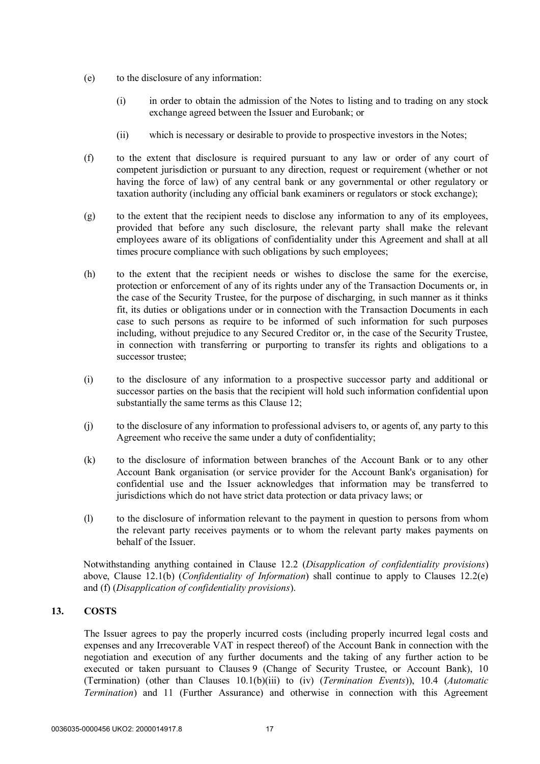(e) to the disclosure of any information:

(i) in order to obtain the admission of the Notes to listing and to trading on any stock exchange agreed between the Issuer and Eurobank; or

(ii) which is necessary or desirable to provide to prospective investors in the Notes;

(f) to the extent that disclosure is required pursuant to any law or order of any court of competent jurisdiction or pursuant to any direction, request or requirement (whether or not having the force of law) of any central bank or any governmental or other regulatory or taxation authority (including any official bank examiners or regulators or stock exchange);

(g) to the extent that the recipient needs to disclose any information to any of its employees, provided that before any such disclosure, the relevant party shall make the relevant employees aware of its obligations of confidentiality under this Agreement and shall at all times procure compliance with such obligations by such employees;

(h) to the extent that the recipient needs or wishes to disclose the same for the exercise, protection or enforcement of any of its rights under any of the Transaction Documents or, in the case of the Security Trustee, for the purpose of discharging, in such manner as it thinks fit, its duties or obligations under or in connection with the Transaction Documents in each case to such persons as require to be informed of such information for such purposes including, without prejudice to any Secured Creditor or, in the case of the Security Trustee, in connection with transferring or purporting to transfer its rights and obligations to a successor trustee;

(i) to the disclosure of any information to a prospective successor party and additional or successor parties on the basis that the recipient will hold such information confidential upon substantially the same terms as this Clause 12;

(j) to the disclosure of any information to professional advisers to, or agents of, any party to this Agreement who receive the same under a duty of confidentiality;

(k) to the disclosure of information between branches of the Account Bank or to any other Account Bank organisation (or service provider for the Account Bank's organisation) for confidential use and the Issuer acknowledges that information may be transferred to jurisdictions which do not have strict data protection or data privacy laws; or

(l) to the disclosure of information relevant to the payment in question to persons from whom the relevant party receives payments or to whom the relevant party makes payments on behalf of the Issuer.

Notwithstanding anything contained in Clause 12.2 (*Disapplication of confidentiality provisions*) above, Clause 12.1(b) (*Confidentiality of Information*) shall continue to apply to Clauses 12.2(e) and (f) (*Disapplication of confidentiality provisions*).

## 13. COSTS

The Issuer agrees to pay the properly incurred costs (including properly incurred legal costs and expenses and any Irrecoverable VAT in respect thereof) of the Account Bank in connection with the negotiation and execution of any further documents and the taking of any further action to be executed or taken pursuant to Clauses 9 (Change of Security Trustee, or Account Bank), 10 (Termination) (other than Clauses 10.1(b)(iii) to (iv) (*Termination Events*)), 10.4 (*Automatic Termination*) and 11 (Further Assurance) and otherwise in connection with this Agreement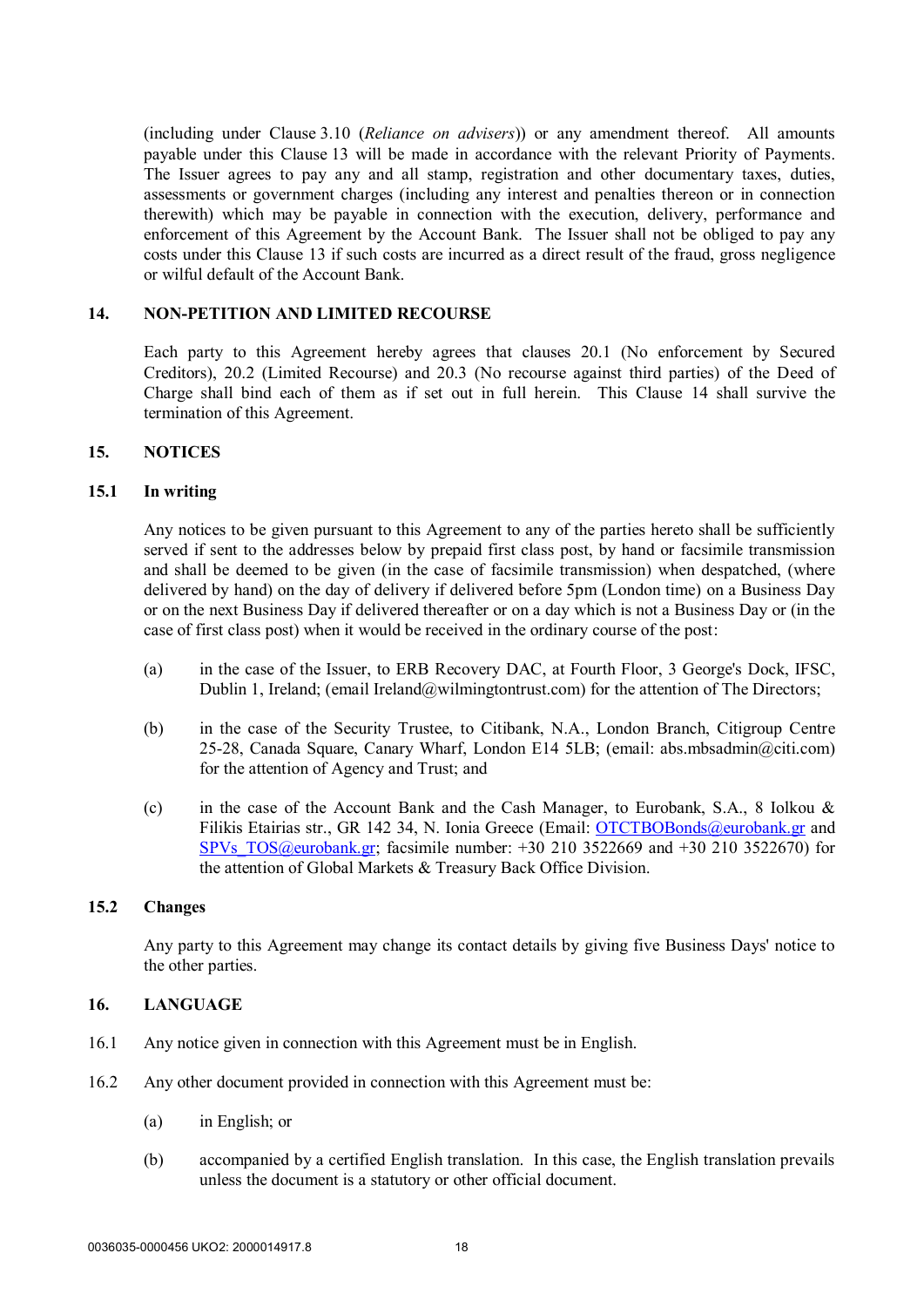(including under Clause 3.10 (*Reliance on advisers*)) or any amendment thereof. All amounts payable under this Clause 13 will be made in accordance with the relevant Priority of Payments. The Issuer agrees to pay any and all stamp, registration and other documentary taxes, duties, assessments or government charges (including any interest and penalties thereon or in connection therewith) which may be payable in connection with the execution, delivery, performance and enforcement of this Agreement by the Account Bank. The Issuer shall not be obliged to pay any costs under this Clause 13 if such costs are incurred as a direct result of the fraud, gross negligence or wilful default of the Account Bank.

## 14. NON-PETITION AND LIMITED RECOURSE

Each party to this Agreement hereby agrees that clauses 20.1 (No enforcement by Secured Creditors), 20.2 (Limited Recourse) and 20.3 (No recourse against third parties) of the Deed of Charge shall bind each of them as if set out in full herein. This Clause 14 shall survive the termination of this Agreement.

## 15. NOTICES

### 15.1 In writing

Any notices to be given pursuant to this Agreement to any of the parties hereto shall be sufficiently served if sent to the addresses below by prepaid first class post, by hand or facsimile transmission and shall be deemed to be given (in the case of facsimile transmission) when despatched, (where delivered by hand) on the day of delivery if delivered before 5pm (London time) on a Business Day or on the next Business Day if delivered thereafter or on a day which is not a Business Day or (in the case of first class post) when it would be received in the ordinary course of the post:

(a) in the case of the Issuer, to ERB Recovery DAC, at Fourth Floor, 3 George's Dock, IFSC, Dublin 1, Ireland; (email Ireland@wilmingtontrust.com) for the attention of The Directors;

(b) in the case of the Security Trustee, to Citibank, N.A., London Branch, Citigroup Centre 25-28, Canada Square, Canary Wharf, London E14 5LB; (email: abs.mbsadmin@citi.com) for the attention of Agency and Trust; and

(c) in the case of the Account Bank and the Cash Manager, to Eurobank, S.A., 8 Iolkou & Filikis Etairias str., GR 142 34, N. Ionia Greece (Email: OTCTBOBonds@eurobank.gr and SPVs_TOS@eurobank.gr; facsimile number: +30 210 3522669 and +30 210 3522670) for the attention of Global Markets & Treasury Back Office Division.

### 15.2 Changes

Any party to this Agreement may change its contact details by giving five Business Days' notice to the other parties.

## 16. LANGUAGE

16.1 Any notice given in connection with this Agreement must be in English.

16.2 Any other document provided in connection with this Agreement must be:

(a) in English; or

(b) accompanied by a certified English translation. In this case, the English translation prevails unless the document is a statutory or other official document.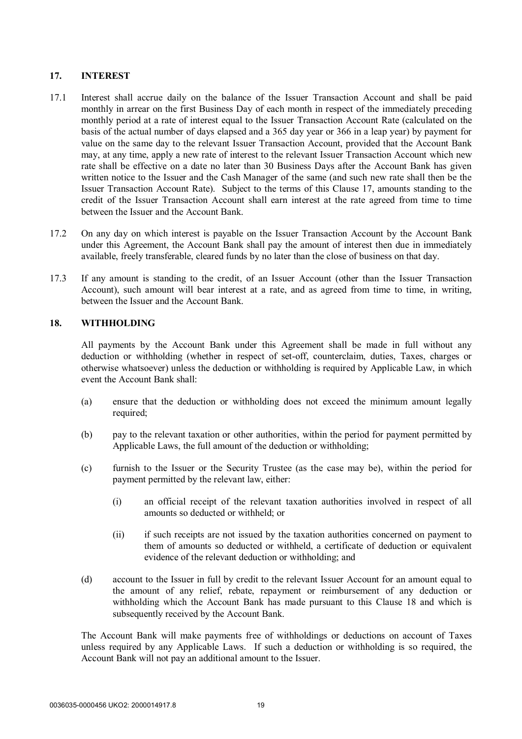## 17. INTEREST

17.1 Interest shall accrue daily on the balance of the Issuer Transaction Account and shall be paid monthly in arrear on the first Business Day of each month in respect of the immediately preceding monthly period at a rate of interest equal to the Issuer Transaction Account Rate (calculated on the basis of the actual number of days elapsed and a 365 day year or 366 in a leap year) by payment for value on the same day to the relevant Issuer Transaction Account, provided that the Account Bank may, at any time, apply a new rate of interest to the relevant Issuer Transaction Account which new rate shall be effective on a date no later than 30 Business Days after the Account Bank has given written notice to the Issuer and the Cash Manager of the same (and such new rate shall then be the Issuer Transaction Account Rate). Subject to the terms of this Clause 17, amounts standing to the credit of the Issuer Transaction Account shall earn interest at the rate agreed from time to time between the Issuer and the Account Bank.

17.2 On any day on which interest is payable on the Issuer Transaction Account by the Account Bank under this Agreement, the Account Bank shall pay the amount of interest then due in immediately available, freely transferable, cleared funds by no later than the close of business on that day.

17.3 If any amount is standing to the credit, of an Issuer Account (other than the Issuer Transaction Account), such amount will bear interest at a rate, and as agreed from time to time, in writing, between the Issuer and the Account Bank.

## 18. WITHHOLDING

All payments by the Account Bank under this Agreement shall be made in full without any deduction or withholding (whether in respect of set-off, counterclaim, duties, Taxes, charges or otherwise whatsoever) unless the deduction or withholding is required by Applicable Law, in which event the Account Bank shall:

(a) ensure that the deduction or withholding does not exceed the minimum amount legally required;

(b) pay to the relevant taxation or other authorities, within the period for payment permitted by Applicable Laws, the full amount of the deduction or withholding;

(c) furnish to the Issuer or the Security Trustee (as the case may be), within the period for payment permitted by the relevant law, either:

  (i) an official receipt of the relevant taxation authorities involved in respect of all amounts so deducted or withheld; or

  (ii) if such receipts are not issued by the taxation authorities concerned on payment to them of amounts so deducted or withheld, a certificate of deduction or equivalent evidence of the relevant deduction or withholding; and

(d) account to the Issuer in full by credit to the relevant Issuer Account for an amount equal to the amount of any relief, rebate, repayment or reimbursement of any deduction or withholding which the Account Bank has made pursuant to this Clause 18 and which is subsequently received by the Account Bank.

The Account Bank will make payments free of withholdings or deductions on account of Taxes unless required by any Applicable Laws. If such a deduction or withholding is so required, the Account Bank will not pay an additional amount to the Issuer.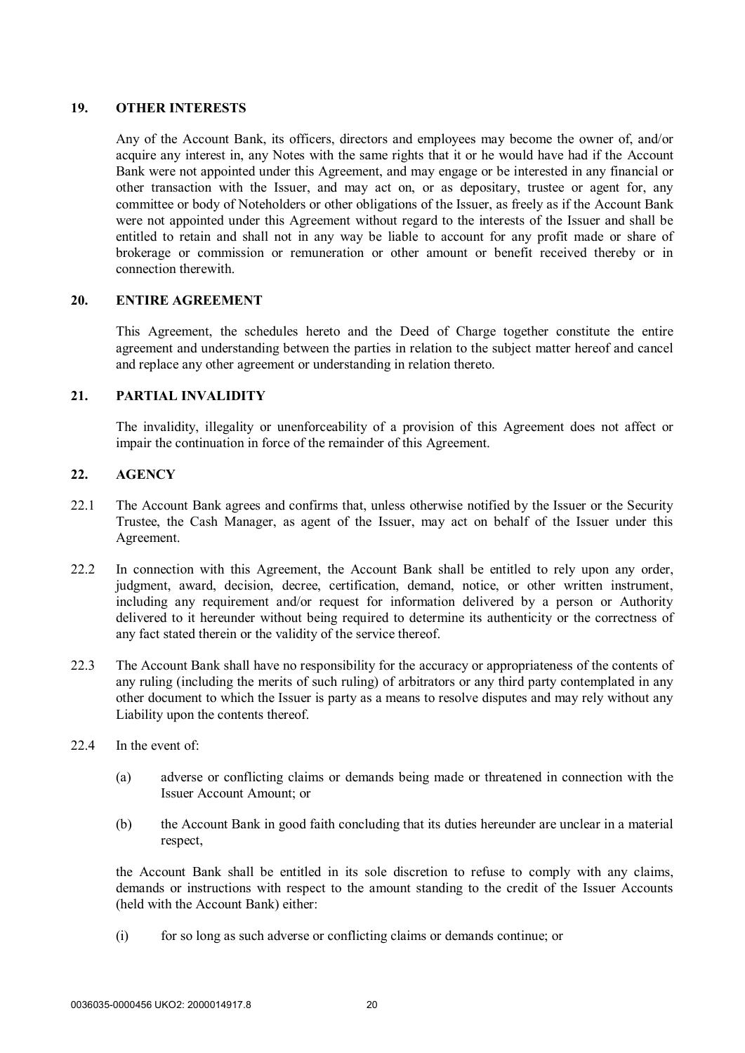## 19. OTHER INTERESTS

Any of the Account Bank, its officers, directors and employees may become the owner of, and/or acquire any interest in, any Notes with the same rights that it or he would have had if the Account Bank were not appointed under this Agreement, and may engage or be interested in any financial or other transaction with the Issuer, and may act on, or as depositary, trustee or agent for, any committee or body of Noteholders or other obligations of the Issuer, as freely as if the Account Bank were not appointed under this Agreement without regard to the interests of the Issuer and shall be entitled to retain and shall not in any way be liable to account for any profit made or share of brokerage or commission or remuneration or other amount or benefit received thereby or in connection therewith.

## 20. ENTIRE AGREEMENT

This Agreement, the schedules hereto and the Deed of Charge together constitute the entire agreement and understanding between the parties in relation to the subject matter hereof and cancel and replace any other agreement or understanding in relation thereto.

## 21. PARTIAL INVALIDITY

The invalidity, illegality or unenforceability of a provision of this Agreement does not affect or impair the continuation in force of the remainder of this Agreement.

## 22. AGENCY

22.1 The Account Bank agrees and confirms that, unless otherwise notified by the Issuer or the Security Trustee, the Cash Manager, as agent of the Issuer, may act on behalf of the Issuer under this Agreement.

22.2 In connection with this Agreement, the Account Bank shall be entitled to rely upon any order, judgment, award, decision, decree, certification, demand, notice, or other written instrument, including any requirement and/or request for information delivered by a person or Authority delivered to it hereunder without being required to determine its authenticity or the correctness of any fact stated therein or the validity of the service thereof.

22.3 The Account Bank shall have no responsibility for the accuracy or appropriateness of the contents of any ruling (including the merits of such ruling) of arbitrators or any third party contemplated in any other document to which the Issuer is party as a means to resolve disputes and may rely without any Liability upon the contents thereof.

22.4 In the event of:

(a) adverse or conflicting claims or demands being made or threatened in connection with the Issuer Account Amount; or

(b) the Account Bank in good faith concluding that its duties hereunder are unclear in a material respect,

the Account Bank shall be entitled in its sole discretion to refuse to comply with any claims, demands or instructions with respect to the amount standing to the credit of the Issuer Accounts (held with the Account Bank) either:

(i) for so long as such adverse or conflicting claims or demands continue; or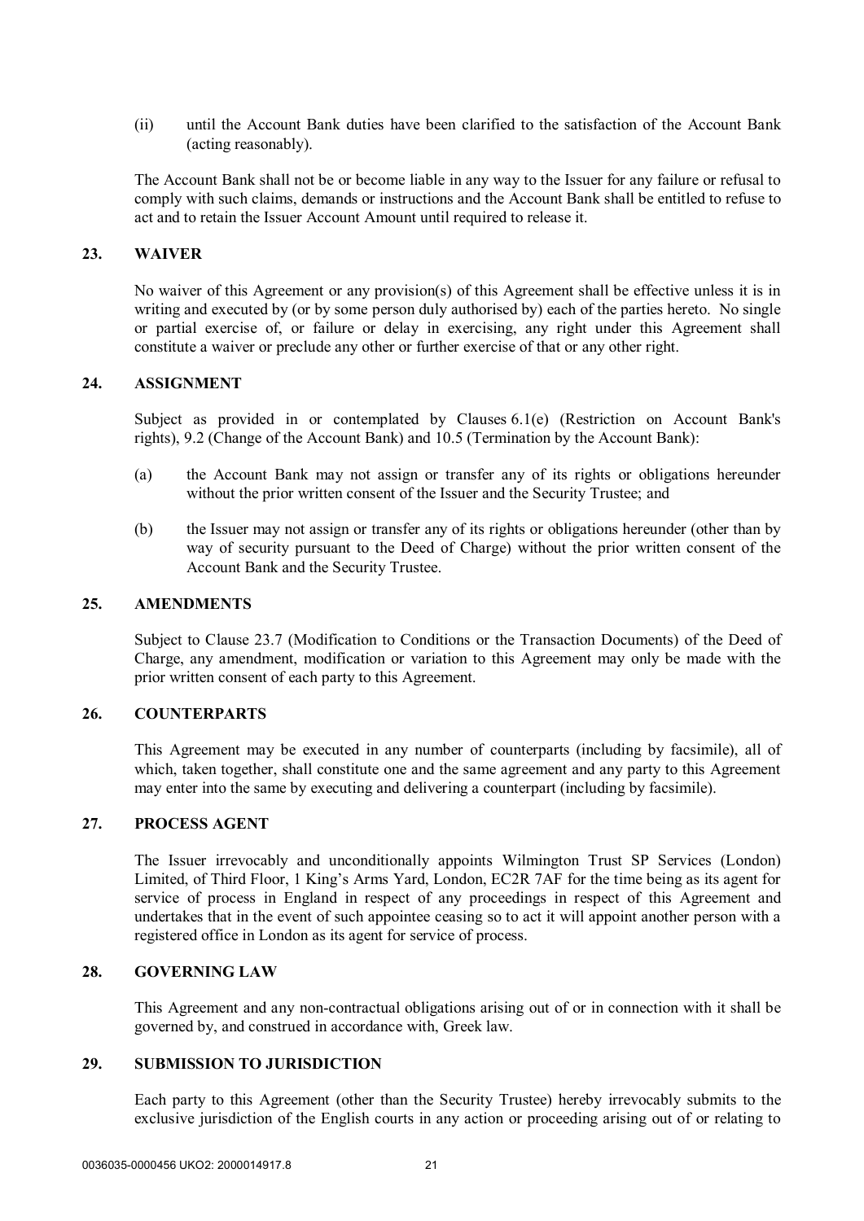(ii) until the Account Bank duties have been clarified to the satisfaction of the Account Bank (acting reasonably).

The Account Bank shall not be or become liable in any way to the Issuer for any failure or refusal to comply with such claims, demands or instructions and the Account Bank shall be entitled to refuse to act and to retain the Issuer Account Amount until required to release it.

## 23. WAIVER

No waiver of this Agreement or any provision(s) of this Agreement shall be effective unless it is in writing and executed by (or by some person duly authorised by) each of the parties hereto. No single or partial exercise of, or failure or delay in exercising, any right under this Agreement shall constitute a waiver or preclude any other or further exercise of that or any other right.

## 24. ASSIGNMENT

Subject as provided in or contemplated by Clauses 6.1(e) (Restriction on Account Bank's rights), 9.2 (Change of the Account Bank) and 10.5 (Termination by the Account Bank):

(a) the Account Bank may not assign or transfer any of its rights or obligations hereunder without the prior written consent of the Issuer and the Security Trustee; and

(b) the Issuer may not assign or transfer any of its rights or obligations hereunder (other than by way of security pursuant to the Deed of Charge) without the prior written consent of the Account Bank and the Security Trustee.

## 25. AMENDMENTS

Subject to Clause 23.7 (Modification to Conditions or the Transaction Documents) of the Deed of Charge, any amendment, modification or variation to this Agreement may only be made with the prior written consent of each party to this Agreement.

## 26. COUNTERPARTS

This Agreement may be executed in any number of counterparts (including by facsimile), all of which, taken together, shall constitute one and the same agreement and any party to this Agreement may enter into the same by executing and delivering a counterpart (including by facsimile).

## 27. PROCESS AGENT

The Issuer irrevocably and unconditionally appoints Wilmington Trust SP Services (London) Limited, of Third Floor, 1 King's Arms Yard, London, EC2R 7AF for the time being as its agent for service of process in England in respect of any proceedings in respect of this Agreement and undertakes that in the event of such appointee ceasing so to act it will appoint another person with a registered office in London as its agent for service of process.

## 28. GOVERNING LAW

This Agreement and any non-contractual obligations arising out of or in connection with it shall be governed by, and construed in accordance with, Greek law.

## 29. SUBMISSION TO JURISDICTION

Each party to this Agreement (other than the Security Trustee) hereby irrevocably submits to the exclusive jurisdiction of the English courts in any action or proceeding arising out of or relating to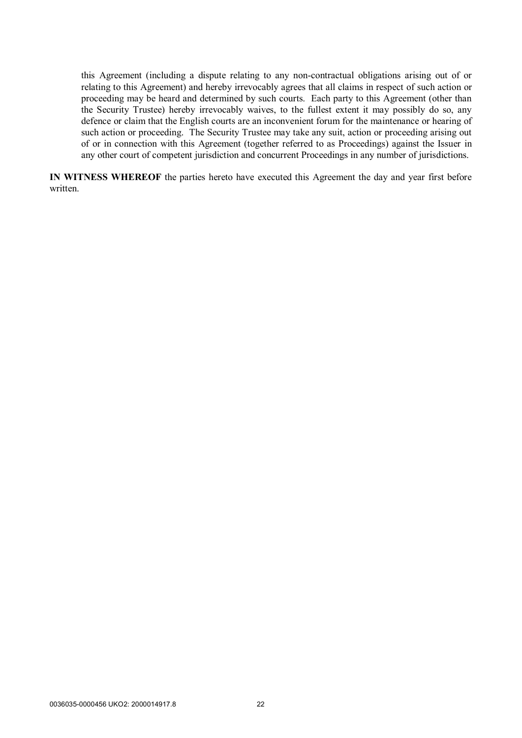this Agreement (including a dispute relating to any non-contractual obligations arising out of or relating to this Agreement) and hereby irrevocably agrees that all claims in respect of such action or proceeding may be heard and determined by such courts. Each party to this Agreement (other than the Security Trustee) hereby irrevocably waives, to the fullest extent it may possibly do so, any defence or claim that the English courts are an inconvenient forum for the maintenance or hearing of such action or proceeding. The Security Trustee may take any suit, action or proceeding arising out of or in connection with this Agreement (together referred to as Proceedings) against the Issuer in any other court of competent jurisdiction and concurrent Proceedings in any number of jurisdictions.

**IN WITNESS WHEREOF** the parties hereto have executed this Agreement the day and year first before written.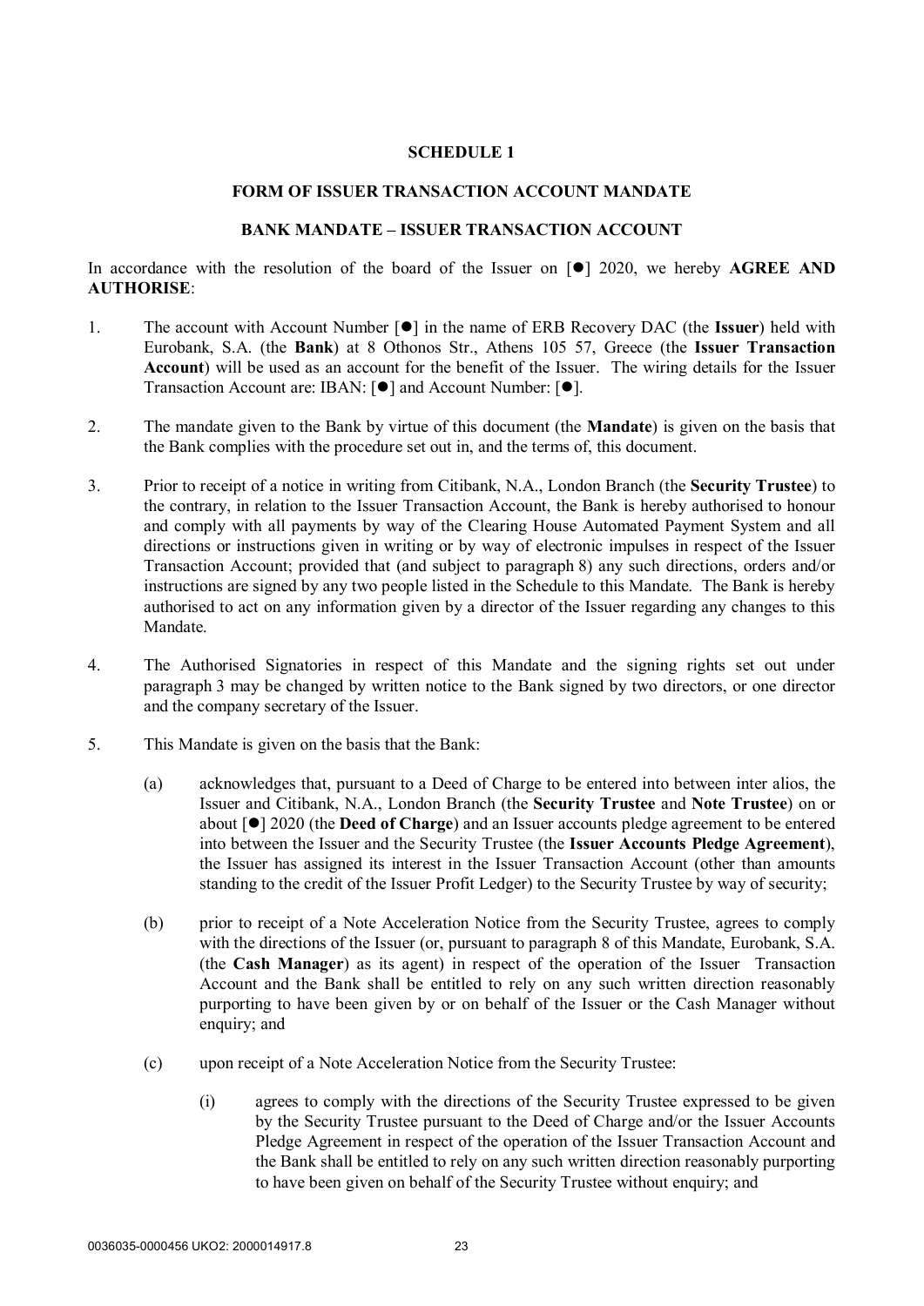**SCHEDULE 1**

**FORM OF ISSUER TRANSACTION ACCOUNT MANDATE**

**BANK MANDATE – ISSUER TRANSACTION ACCOUNT**

In accordance with the resolution of the board of the Issuer on [●] 2020, we hereby **AGREE AND AUTHORISE**:

1. The account with Account Number [●] in the name of ERB Recovery DAC (the **Issuer**) held with Eurobank, S.A. (the **Bank**) at 8 Othonos Str., Athens 105 57, Greece (the **Issuer Transaction Account**) will be used as an account for the benefit of the Issuer. The wiring details for the Issuer Transaction Account are: IBAN: [●] and Account Number: [●].

2. The mandate given to the Bank by virtue of this document (the **Mandate**) is given on the basis that the Bank complies with the procedure set out in, and the terms of, this document.

3. Prior to receipt of a notice in writing from Citibank, N.A., London Branch (the **Security Trustee**) to the contrary, in relation to the Issuer Transaction Account, the Bank is hereby authorised to honour and comply with all payments by way of the Clearing House Automated Payment System and all directions or instructions given in writing or by way of electronic impulses in respect of the Issuer Transaction Account; provided that (and subject to paragraph 8) any such directions, orders and/or instructions are signed by any two people listed in the Schedule to this Mandate. The Bank is hereby authorised to act on any information given by a director of the Issuer regarding any changes to this Mandate.

4. The Authorised Signatories in respect of this Mandate and the signing rights set out under paragraph 3 may be changed by written notice to the Bank signed by two directors, or one director and the company secretary of the Issuer.

5. This Mandate is given on the basis that the Bank:

   (a) acknowledges that, pursuant to a Deed of Charge to be entered into between inter alios, the Issuer and Citibank, N.A., London Branch (the **Security Trustee** and **Note Trustee**) on or about [●] 2020 (the **Deed of Charge**) and an Issuer accounts pledge agreement to be entered into between the Issuer and the Security Trustee (the **Issuer Accounts Pledge Agreement**), the Issuer has assigned its interest in the Issuer Transaction Account (other than amounts standing to the credit of the Issuer Profit Ledger) to the Security Trustee by way of security;

   (b) prior to receipt of a Note Acceleration Notice from the Security Trustee, agrees to comply with the directions of the Issuer (or, pursuant to paragraph 8 of this Mandate, Eurobank, S.A. (the **Cash Manager**) as its agent) in respect of the operation of the Issuer Transaction Account and the Bank shall be entitled to rely on any such written direction reasonably purporting to have been given by or on behalf of the Issuer or the Cash Manager without enquiry; and

   (c) upon receipt of a Note Acceleration Notice from the Security Trustee:

      (i) agrees to comply with the directions of the Security Trustee expressed to be given by the Security Trustee pursuant to the Deed of Charge and/or the Issuer Accounts Pledge Agreement in respect of the operation of the Issuer Transaction Account and the Bank shall be entitled to rely on any such written direction reasonably purporting to have been given on behalf of the Security Trustee without enquiry; and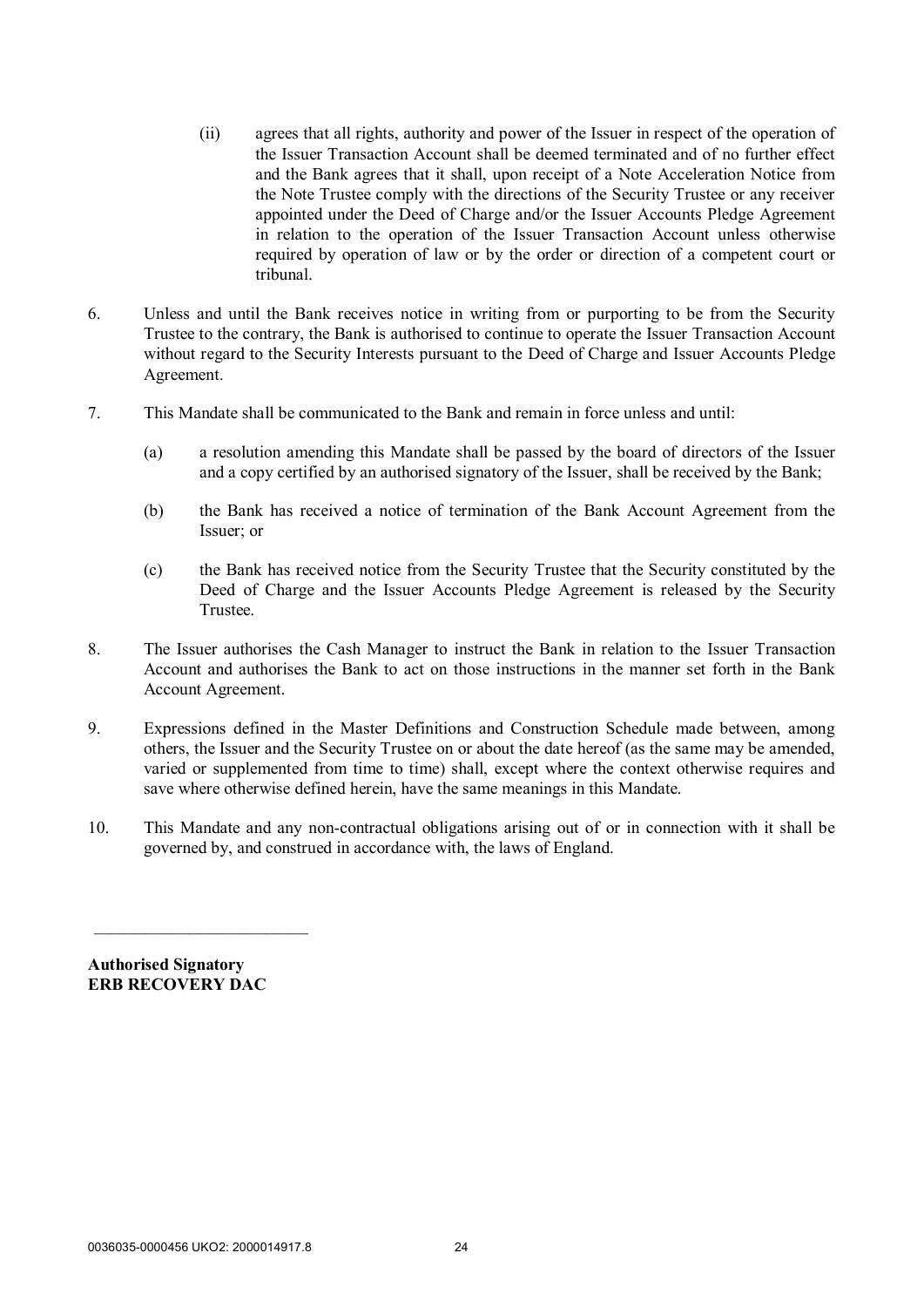(ii) agrees that all rights, authority and power of the Issuer in respect of the operation of the Issuer Transaction Account shall be deemed terminated and of no further effect and the Bank agrees that it shall, upon receipt of a Note Acceleration Notice from the Note Trustee comply with the directions of the Security Trustee or any receiver appointed under the Deed of Charge and/or the Issuer Accounts Pledge Agreement in relation to the operation of the Issuer Transaction Account unless otherwise required by operation of law or by the order or direction of a competent court or tribunal.

6. Unless and until the Bank receives notice in writing from or purporting to be from the Security Trustee to the contrary, the Bank is authorised to continue to operate the Issuer Transaction Account without regard to the Security Interests pursuant to the Deed of Charge and Issuer Accounts Pledge Agreement.

7. This Mandate shall be communicated to the Bank and remain in force unless and until:

   (a) a resolution amending this Mandate shall be passed by the board of directors of the Issuer and a copy certified by an authorised signatory of the Issuer, shall be received by the Bank;

   (b) the Bank has received a notice of termination of the Bank Account Agreement from the Issuer; or

   (c) the Bank has received notice from the Security Trustee that the Security constituted by the Deed of Charge and the Issuer Accounts Pledge Agreement is released by the Security Trustee.

8. The Issuer authorises the Cash Manager to instruct the Bank in relation to the Issuer Transaction Account and authorises the Bank to act on those instructions in the manner set forth in the Bank Account Agreement.

9. Expressions defined in the Master Definitions and Construction Schedule made between, among others, the Issuer and the Security Trustee on or about the date hereof (as the same may be amended, varied or supplemented from time to time) shall, except where the context otherwise requires and save where otherwise defined herein, have the same meanings in this Mandate.

10. This Mandate and any non-contractual obligations arising out of or in connection with it shall be governed by, and construed in accordance with, the laws of England.

\_\_\_\_\_\_\_\_\_\_\_\_\_\_\_\_\_\_\_\_\_\_\_\_\_\_

**Authorised Signatory**
**ERB RECOVERY DAC**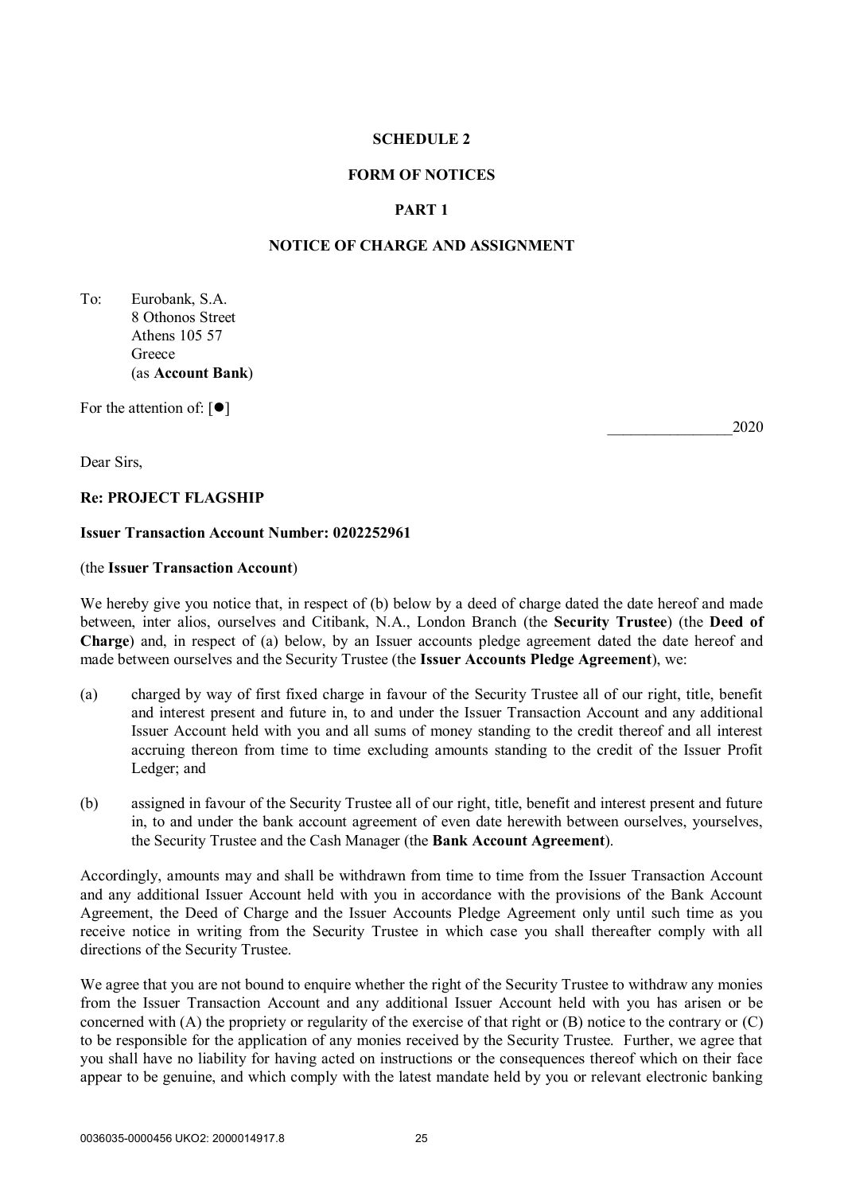**SCHEDULE 2**

**FORM OF NOTICES**

**PART 1**

**NOTICE OF CHARGE AND ASSIGNMENT**

To: Eurobank, S.A.
8 Othonos Street
Athens 105 57
Greece
(as **Account Bank**)

For the attention of: [●]

________________2020

Dear Sirs,

**Re: PROJECT FLAGSHIP**

**Issuer Transaction Account Number: 0202252961**

(the **Issuer Transaction Account**)

We hereby give you notice that, in respect of (b) below by a deed of charge dated the date hereof and made between, inter alios, ourselves and Citibank, N.A., London Branch (the **Security Trustee**) (the **Deed of Charge**) and, in respect of (a) below, by an Issuer accounts pledge agreement dated the date hereof and made between ourselves and the Security Trustee (the **Issuer Accounts Pledge Agreement**), we:

(a) charged by way of first fixed charge in favour of the Security Trustee all of our right, title, benefit and interest present and future in, to and under the Issuer Transaction Account and any additional Issuer Account held with you and all sums of money standing to the credit thereof and all interest accruing thereon from time to time excluding amounts standing to the credit of the Issuer Profit Ledger; and

(b) assigned in favour of the Security Trustee all of our right, title, benefit and interest present and future in, to and under the bank account agreement of even date herewith between ourselves, yourselves, the Security Trustee and the Cash Manager (the **Bank Account Agreement**).

Accordingly, amounts may and shall be withdrawn from time to time from the Issuer Transaction Account and any additional Issuer Account held with you in accordance with the provisions of the Bank Account Agreement, the Deed of Charge and the Issuer Accounts Pledge Agreement only until such time as you receive notice in writing from the Security Trustee in which case you shall thereafter comply with all directions of the Security Trustee.

We agree that you are not bound to enquire whether the right of the Security Trustee to withdraw any monies from the Issuer Transaction Account and any additional Issuer Account held with you has arisen or be concerned with (A) the propriety or regularity of the exercise of that right or (B) notice to the contrary or (C) to be responsible for the application of any monies received by the Security Trustee. Further, we agree that you shall have no liability for having acted on instructions or the consequences thereof which on their face appear to be genuine, and which comply with the latest mandate held by you or relevant electronic banking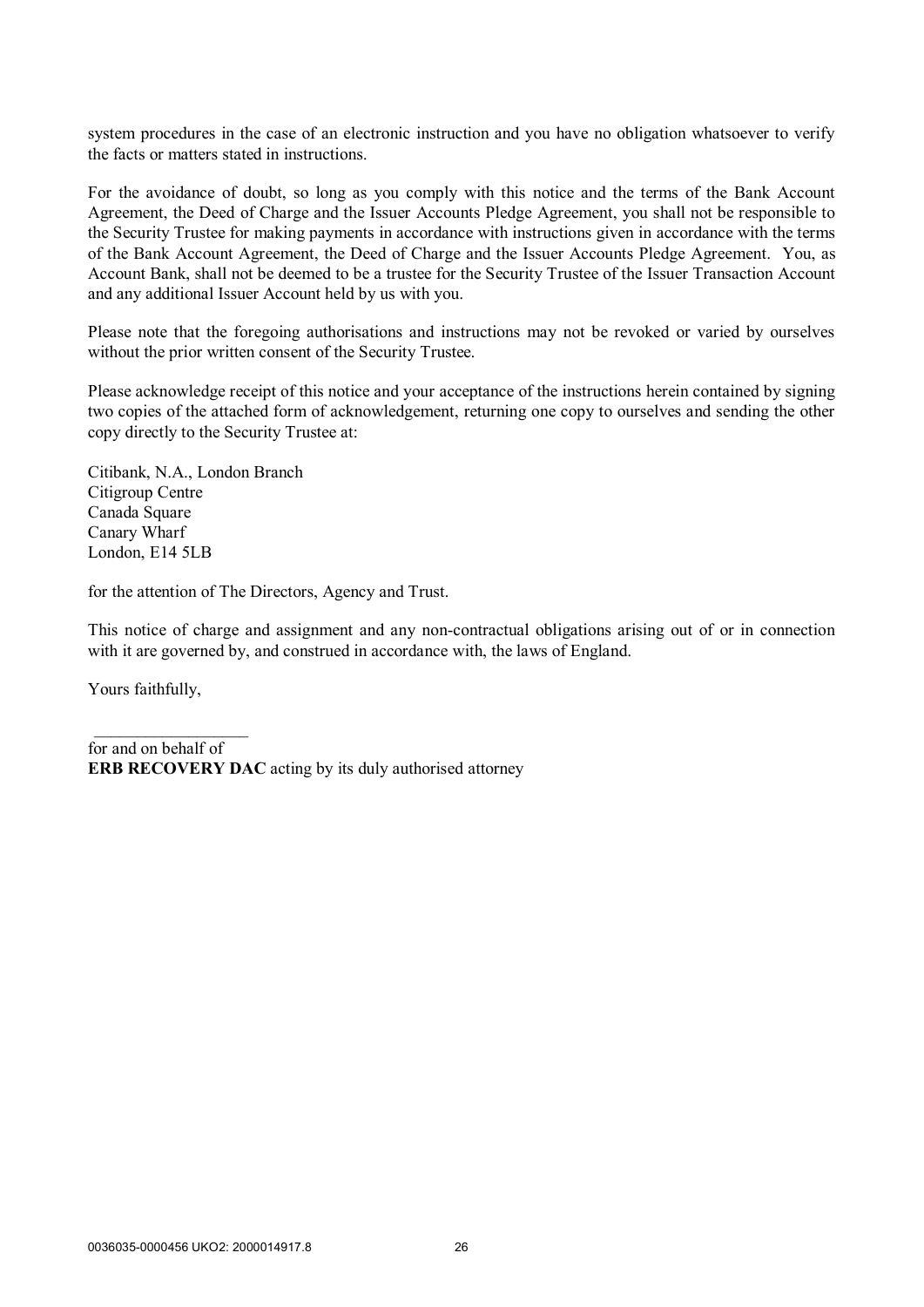system procedures in the case of an electronic instruction and you have no obligation whatsoever to verify the facts or matters stated in instructions.

For the avoidance of doubt, so long as you comply with this notice and the terms of the Bank Account Agreement, the Deed of Charge and the Issuer Accounts Pledge Agreement, you shall not be responsible to the Security Trustee for making payments in accordance with instructions given in accordance with the terms of the Bank Account Agreement, the Deed of Charge and the Issuer Accounts Pledge Agreement. You, as Account Bank, shall not be deemed to be a trustee for the Security Trustee of the Issuer Transaction Account and any additional Issuer Account held by us with you.

Please note that the foregoing authorisations and instructions may not be revoked or varied by ourselves without the prior written consent of the Security Trustee.

Please acknowledge receipt of this notice and your acceptance of the instructions herein contained by signing two copies of the attached form of acknowledgement, returning one copy to ourselves and sending the other copy directly to the Security Trustee at:

Citibank, N.A., London Branch
Citigroup Centre
Canada Square
Canary Wharf
London, E14 5LB

for the attention of The Directors, Agency and Trust.

This notice of charge and assignment and any non-contractual obligations arising out of or in connection with it are governed by, and construed in accordance with, the laws of England.

Yours faithfully,

\_\_\_\_\_\_\_\_\_\_\_\_\_\_\_\_\_\_

for and on behalf of
**ERB RECOVERY DAC** acting by its duly authorised attorney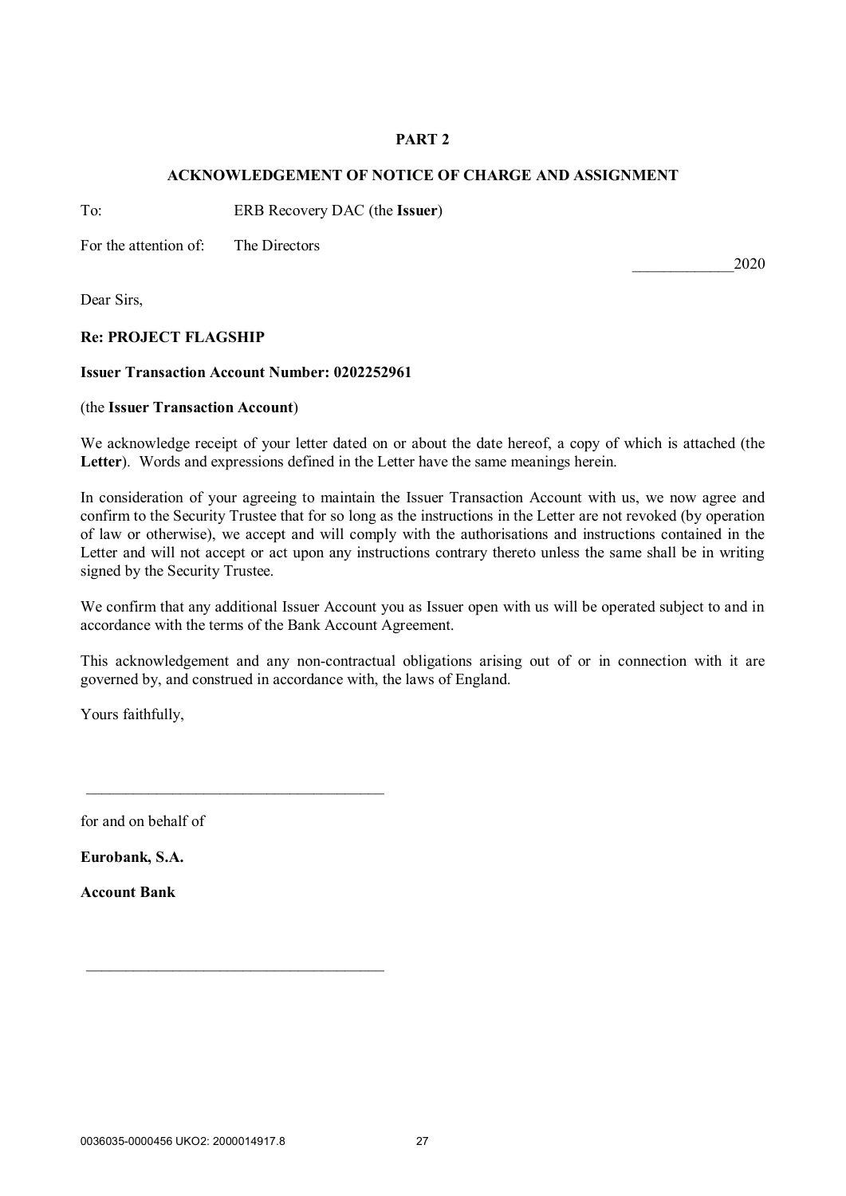**PART 2**

**ACKNOWLEDGEMENT OF NOTICE OF CHARGE AND ASSIGNMENT**

To: ERB Recovery DAC (the **Issuer**)

For the attention of: The Directors

_____________2020

Dear Sirs,

**Re: PROJECT FLAGSHIP**

**Issuer Transaction Account Number: 0202252961**

(the **Issuer Transaction Account**)

We acknowledge receipt of your letter dated on or about the date hereof, a copy of which is attached (the **Letter**). Words and expressions defined in the Letter have the same meanings herein.

In consideration of your agreeing to maintain the Issuer Transaction Account with us, we now agree and confirm to the Security Trustee that for so long as the instructions in the Letter are not revoked (by operation of law or otherwise), we accept and will comply with the authorisations and instructions contained in the Letter and will not accept or act upon any instructions contrary thereto unless the same shall be in writing signed by the Security Trustee.

We confirm that any additional Issuer Account you as Issuer open with us will be operated subject to and in accordance with the terms of the Bank Account Agreement.

This acknowledgement and any non-contractual obligations arising out of or in connection with it are governed by, and construed in accordance with, the laws of England.

Yours faithfully,

______________________________________

for and on behalf of

**Eurobank, S.A.**

**Account Bank**

______________________________________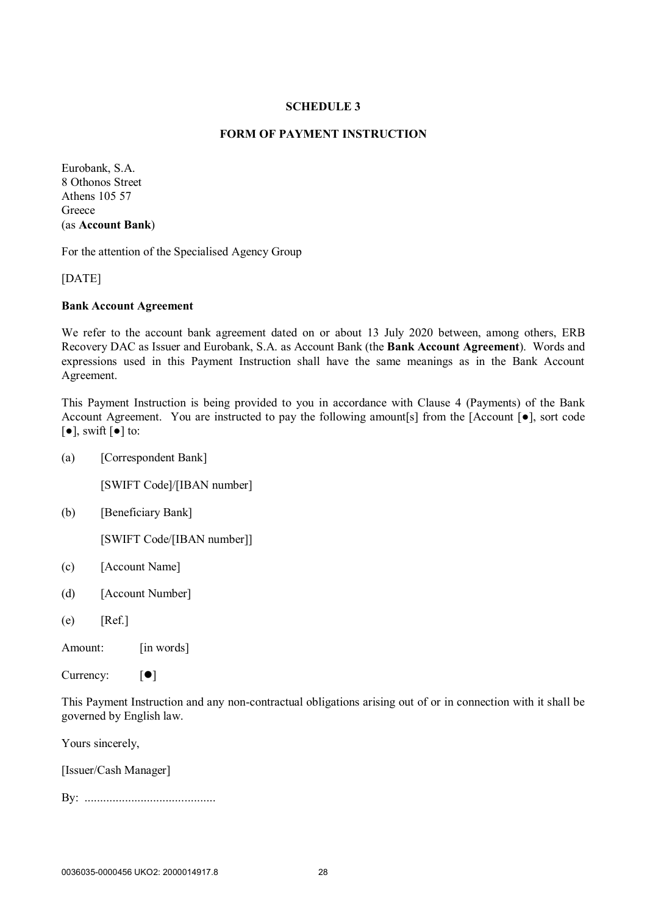# SCHEDULE 3

## FORM OF PAYMENT INSTRUCTION

Eurobank, S.A.
8 Othonos Street
Athens 105 57
Greece
(as **Account Bank**)

For the attention of the Specialised Agency Group

[DATE]

**Bank Account Agreement**

We refer to the account bank agreement dated on or about 13 July 2020 between, among others, ERB Recovery DAC as Issuer and Eurobank, S.A. as Account Bank (the **Bank Account Agreement**). Words and expressions used in this Payment Instruction shall have the same meanings as in the Bank Account Agreement.

This Payment Instruction is being provided to you in accordance with Clause 4 (Payments) of the Bank Account Agreement. You are instructed to pay the following amount[s] from the [Account [●], sort code [●], swift [●] to:

(a) [Correspondent Bank]

[SWIFT Code]/[IBAN number]

(b) [Beneficiary Bank]

[SWIFT Code/[IBAN number]]

(c) [Account Name]

(d) [Account Number]

(e) [Ref.]

Amount: [in words]

Currency: [●]

This Payment Instruction and any non-contractual obligations arising out of or in connection with it shall be governed by English law.

Yours sincerely,

[Issuer/Cash Manager]

By: ..........................................

0036035-0000456 UKO2: 2000014917.8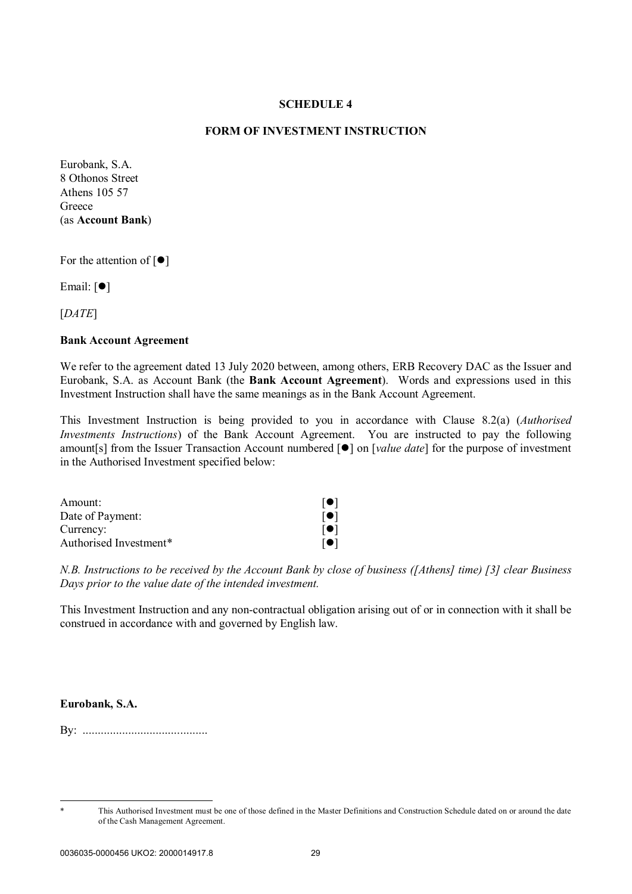# SCHEDULE 4

## FORM OF INVESTMENT INSTRUCTION

Eurobank, S.A.
8 Othonos Street
Athens 105 57
Greece
(as **Account Bank**)

For the attention of [●]

Email: [●]

[*DATE*]

**Bank Account Agreement**

We refer to the agreement dated 13 July 2020 between, among others, ERB Recovery DAC as the Issuer and Eurobank, S.A. as Account Bank (the **Bank Account Agreement**). Words and expressions used in this Investment Instruction shall have the same meanings as in the Bank Account Agreement.

This Investment Instruction is being provided to you in accordance with Clause 8.2(a) (*Authorised Investments Instructions*) of the Bank Account Agreement. You are instructed to pay the following amount[s] from the Issuer Transaction Account numbered [●] on [*value date*] for the purpose of investment in the Authorised Investment specified below:

| | |
|---|---|
| Amount: | [●] |
| Date of Payment: | [●] |
| Currency: | [●] |
| Authorised Investment* | [●] |

*N.B. Instructions to be received by the Account Bank by close of business ([Athens] time) [3] clear Business Days prior to the value date of the intended investment.*

This Investment Instruction and any non-contractual obligation arising out of or in connection with it shall be construed in accordance with and governed by English law.

**Eurobank, S.A.**

By: .........................................

\* This Authorised Investment must be one of those defined in the Master Definitions and Construction Schedule dated on or around the date of the Cash Management Agreement.

0036035-0000456 UKO2: 2000014917.8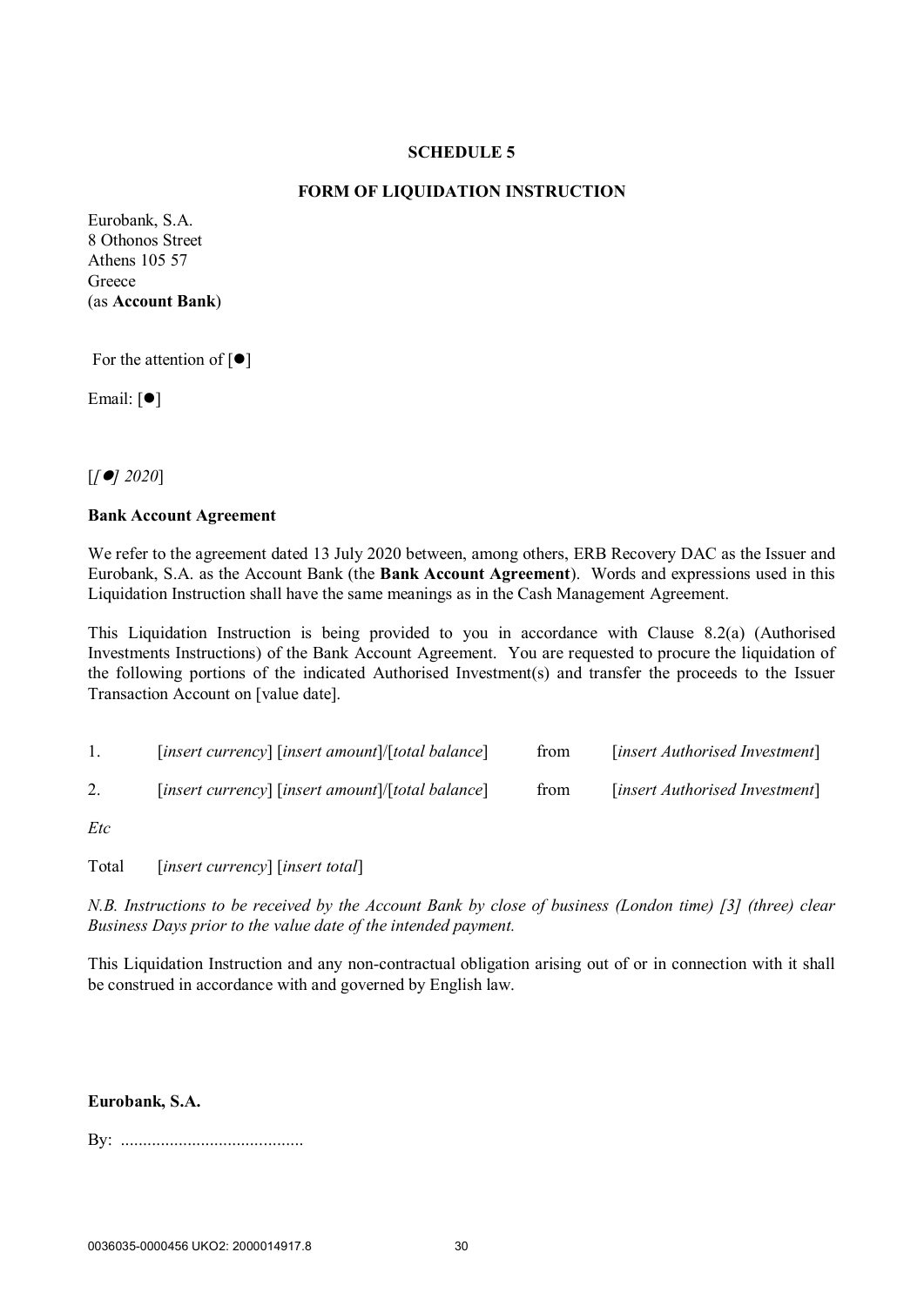## SCHEDULE 5

## FORM OF LIQUIDATION INSTRUCTION

Eurobank, S.A.
8 Othonos Street
Athens 105 57
Greece
(as **Account Bank**)

For the attention of [●]

Email: [●]

[*[●] 2020*]

**Bank Account Agreement**

We refer to the agreement dated 13 July 2020 between, among others, ERB Recovery DAC as the Issuer and Eurobank, S.A. as the Account Bank (the **Bank Account Agreement**). Words and expressions used in this Liquidation Instruction shall have the same meanings as in the Cash Management Agreement.

This Liquidation Instruction is being provided to you in accordance with Clause 8.2(a) (Authorised Investments Instructions) of the Bank Account Agreement. You are requested to procure the liquidation of the following portions of the indicated Authorised Investment(s) and transfer the proceeds to the Issuer Transaction Account on [value date].

1. [*insert currency*] [*insert amount*]/[*total balance*] from [*insert Authorised Investment*]

2. [*insert currency*] [*insert amount*]/[*total balance*] from [*insert Authorised Investment*]

*Etc*

Total [*insert currency*] [*insert total*]

*N.B. Instructions to be received by the Account Bank by close of business (London time) [3] (three) clear Business Days prior to the value date of the intended payment.*

This Liquidation Instruction and any non-contractual obligation arising out of or in connection with it shall be construed in accordance with and governed by English law.

**Eurobank, S.A.**

By: .........................................

0036035-0000456 UKO2: 2000014917.8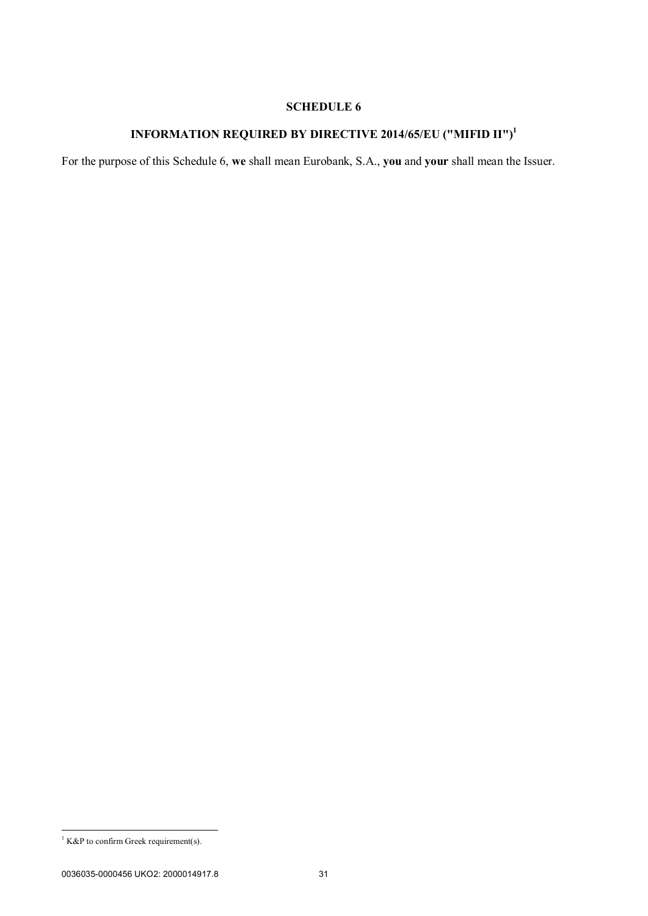# SCHEDULE 6

## INFORMATION REQUIRED BY DIRECTIVE 2014/65/EU ("MIFID II")[1]

For the purpose of this Schedule 6, **we** shall mean Eurobank, S.A., **you** and **your** shall mean the Issuer.

[1] K&P to confirm Greek requirement(s).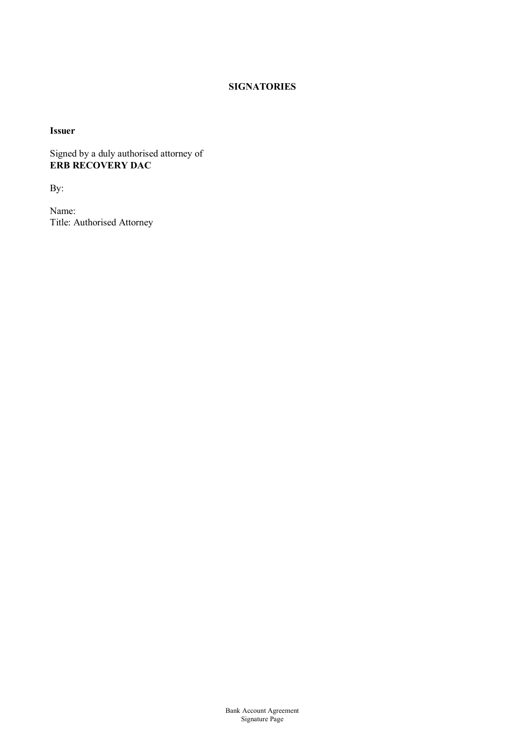## SIGNATORIES

**Issuer**

Signed by a duly authorised attorney of
**ERB RECOVERY DAC**

By:

Name:
Title: Authorised Attorney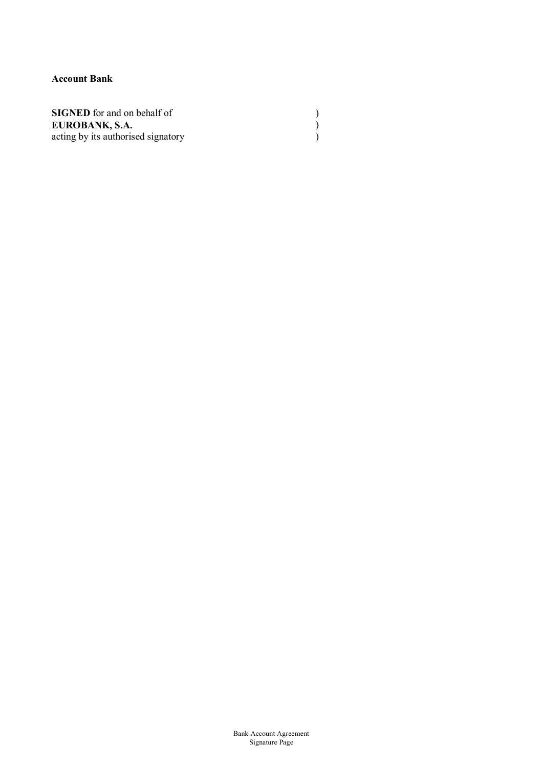**Account Bank**

**SIGNED** for and on behalf of )
**EUROBANK, S.A.** )
acting by its authorised signatory )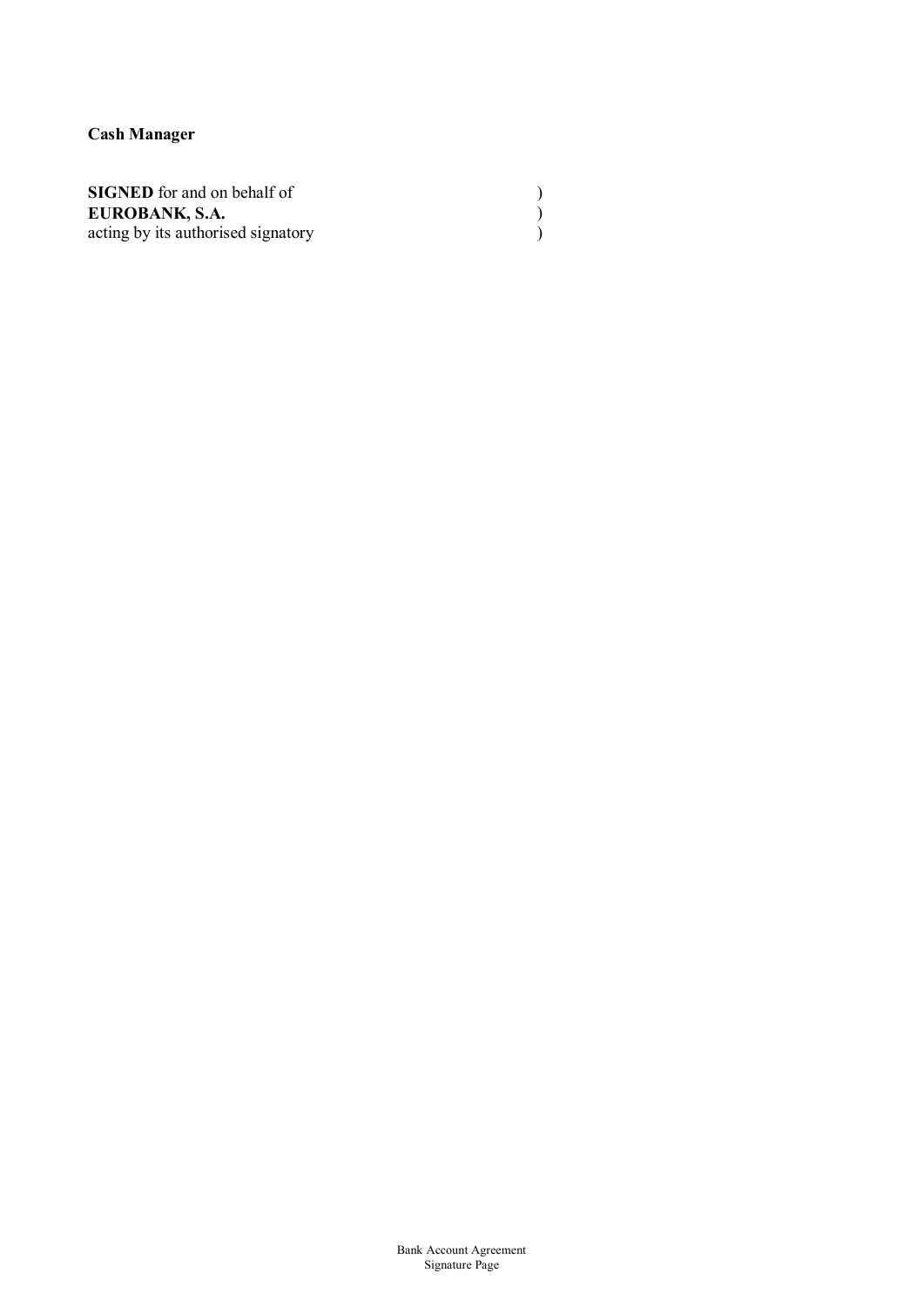**Cash Manager**

**SIGNED** for and on behalf of )
**EUROBANK, S.A.** )
acting by its authorised signatory )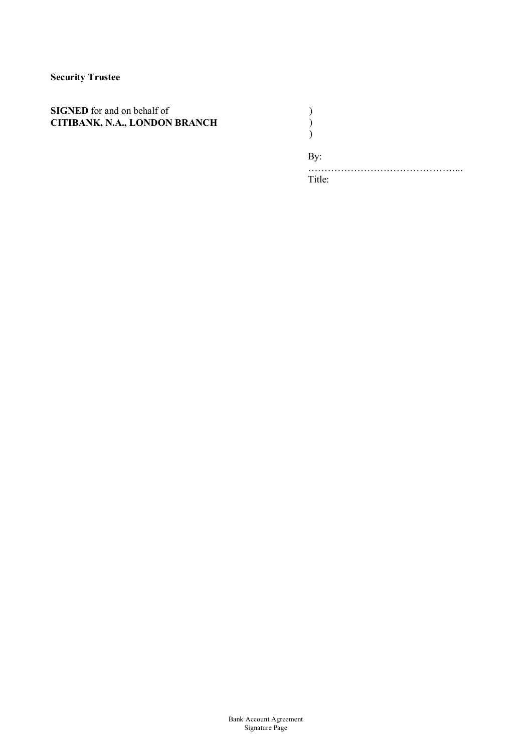**Security Trustee**

**SIGNED** for and on behalf of )
**CITIBANK, N.A., LONDON BRANCH** )
)

By: ………………………………………...
Title: